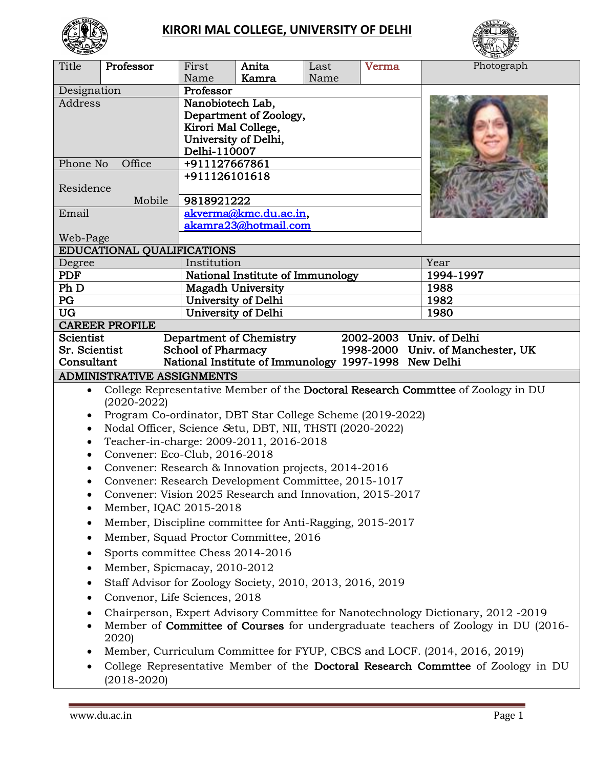# KIRORI MAL COLLEGE, UNIVERSITY OF DELHI

| Title | Professor | First Name | Anita Kamra | Last Name | Verma | Photograph |
|---|---|---|---|---|---|---|
| Designation | | Professor | | | | |
| Address | | Nanobiotech Lab, Department of Zoology, Kirori Mal College, University of Delhi, Delhi-110007 | | | | |
| Phone No | Office | +911127667861 | | | | |
| Residence | | +911126101618 | | | | |
| | Mobile | 9818921222 | | | | |
| Email | | akverma@kmc.du.ac.in, akamra23@hotmail.com | | | | |
| Web-Page | | | | | | |

## EDUCATIONAL QUALIFICATIONS

| Degree | Institution | Year |
|---|---|---|
| PDF | National Institute of Immunology | 1994-1997 |
| Ph D | Magadh University | 1988 |
| PG | University of Delhi | 1982 |
| UG | University of Delhi | 1980 |

## CAREER PROFILE

| | | | |
|---|---|---|---|
| Scientist | Department of Chemistry | 2002-2003 | Univ. of Delhi |
| Sr. Scientist | School of Pharmacy | 1998-2000 | Univ. of Manchester, UK |
| Consultant | National Institute of Immunology | 1997-1998 | New Delhi |

## ADMINISTRATIVE ASSIGNMENTS

- College Representative Member of the **Doctoral Research Commttee** of Zoology in DU (2020-2022)
- Program Co-ordinator, DBT Star College Scheme (2019-2022)
- Nodal Officer, Science *S*etu, DBT, NII, THSTI (2020-2022)
- Teacher-in-charge: 2009-2011, 2016-2018
- Convener: Eco-Club, 2016-2018
- Convener: Research & Innovation projects, 2014-2016
- Convener: Research Development Committee, 2015-1017
- Convener: Vision 2025 Research and Innovation, 2015-2017
- Member, IQAC 2015-2018
- Member, Discipline committee for Anti-Ragging, 2015-2017
- Member, Squad Proctor Committee, 2016
- Sports committee Chess 2014-2016
- Member, Spicmacay, 2010-2012
- Staff Advisor for Zoology Society, 2010, 2013, 2016, 2019
- Convenor, Life Sciences, 2018
- Chairperson, Expert Advisory Committee for Nanotechnology Dictionary, 2012 -2019
- Member of **Committee of Courses** for undergraduate teachers of Zoology in DU (2016-2020)
- Member, Curriculum Committee for FYUP, CBCS and LOCF. (2014, 2016, 2019)
- College Representative Member of the **Doctoral Research Commttee** of Zoology in DU (2018-2020)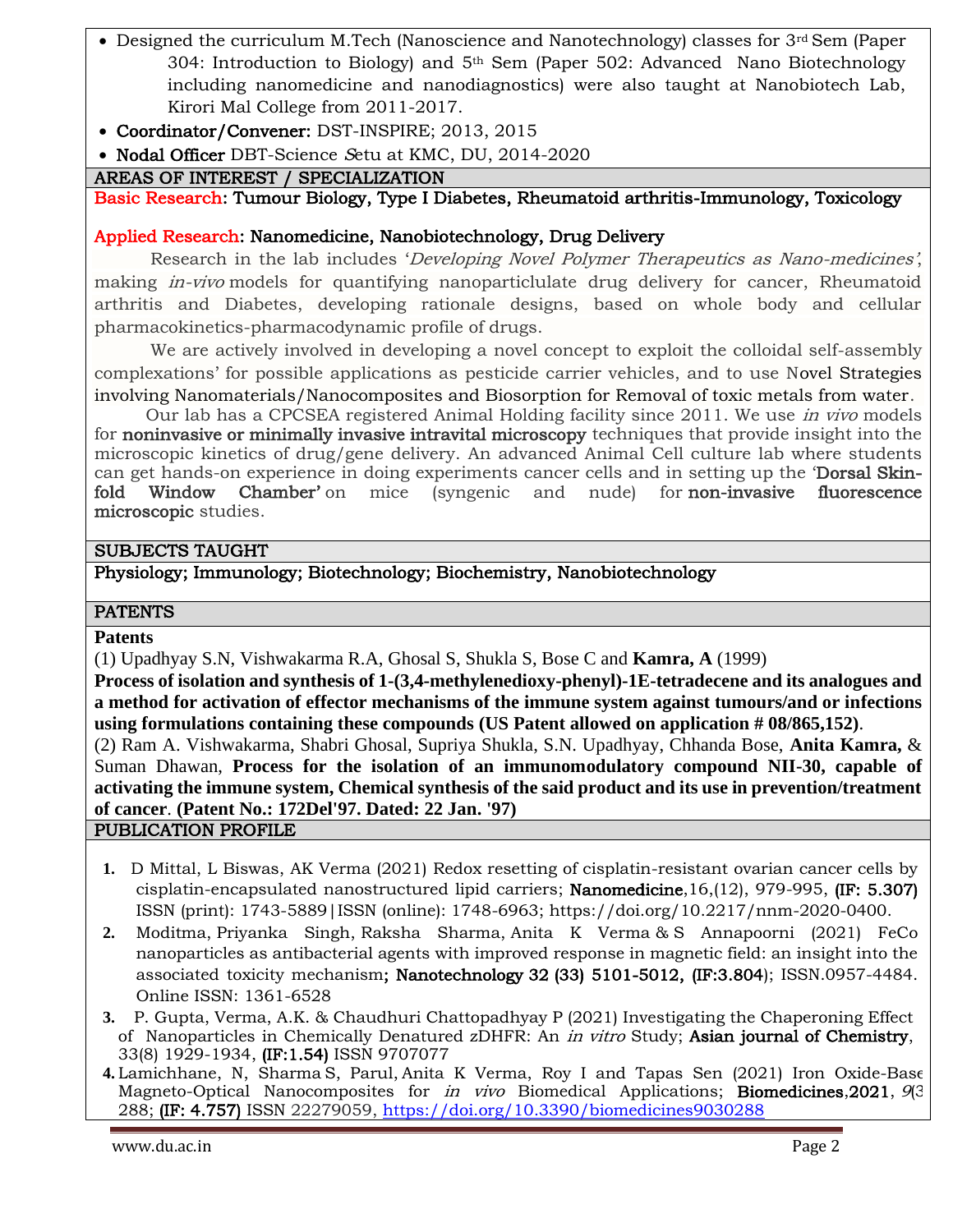- Designed the curriculum M.Tech (Nanoscience and Nanotechnology) classes for 3rd Sem (Paper 304: Introduction to Biology) and 5th Sem (Paper 502: Advanced Nano Biotechnology including nanomedicine and nanodiagnostics) were also taught at Nanobiotech Lab, Kirori Mal College from 2011-2017.
- **Coordinator/Convener:** DST-INSPIRE; 2013, 2015
- **Nodal Officer** DBT-Science *S*etu at KMC, DU, 2014-2020

## AREAS OF INTEREST / SPECIALIZATION

**Basic Research: Tumour Biology, Type I Diabetes, Rheumatoid arthritis-Immunology, Toxicology**

**Applied Research: Nanomedicine, Nanobiotechnology, Drug Delivery**

Research in the lab includes '*Developing Novel Polymer Therapeutics as Nano-medicines'*, making *in-vivo* models for quantifying nanoparticlulate drug delivery for cancer, Rheumatoid arthritis and Diabetes, developing rationale designs, based on whole body and cellular pharmacokinetics-pharmacodynamic profile of drugs.

We are actively involved in developing a novel concept to exploit the colloidal self-assembly complexations' for possible applications as pesticide carrier vehicles, and to use Novel Strategies involving Nanomaterials/Nanocomposites and Biosorption for Removal of toxic metals from water.

Our lab has a CPCSEA registered Animal Holding facility since 2011. We use *in vivo* models for **noninvasive or minimally invasive intravital microscopy** techniques that provide insight into the microscopic kinetics of drug/gene delivery. An advanced Animal Cell culture lab where students can get hands-on experience in doing experiments cancer cells and in setting up the '**Dorsal Skin-fold Window Chamber'** on mice (syngenic and nude) for **non-invasive fluorescence microscopic** studies.

## SUBJECTS TAUGHT

Physiology; Immunology; Biotechnology; Biochemistry, Nanobiotechnology

## PATENTS

**Patents**

(1) Upadhyay S.N, Vishwakarma R.A, Ghosal S, Shukla S, Bose C and **Kamra, A** (1999) **Process of isolation and synthesis of 1-(3,4-methylenedioxy-phenyl)-1E-tetradecene and its analogues and a method for activation of effector mechanisms of the immune system against tumours/and or infections using formulations containing these compounds (US Patent allowed on application # 08/865,152)**.

(2) Ram A. Vishwakarma, Shabri Ghosal, Supriya Shukla, S.N. Upadhyay, Chhanda Bose, **Anita Kamra,** & Suman Dhawan, **Process for the isolation of an immunomodulatory compound NII-30, capable of activating the immune system, Chemical synthesis of the said product and its use in prevention/treatment of cancer**. **(Patent No.: 172Del'97. Dated: 22 Jan. '97)**

## PUBLICATION PROFILE

1. D Mittal, L Biswas, AK Verma (2021) Redox resetting of cisplatin-resistant ovarian cancer cells by cisplatin-encapsulated nanostructured lipid carriers; **Nanomedicine**,16,(12), 979-995, **(IF: 5.307)** ISSN (print): 1743-5889|ISSN (online): 1748-6963; https://doi.org/10.2217/nnm-2020-0400.
2. Moditma, Priyanka Singh, Raksha Sharma, Anita K Verma & S Annapoorni (2021) FeCo nanoparticles as antibacterial agents with improved response in magnetic field: an insight into the associated toxicity mechanism; **Nanotechnology 32 (33) 5101-5012, (IF:3.804**); ISSN.0957-4484. Online ISSN: 1361-6528
3. P. Gupta, Verma, A.K. & Chaudhuri Chattopadhyay P (2021) Investigating the Chaperoning Effect of Nanoparticles in Chemically Denatured zDHFR: An *in vitro* Study; **Asian journal of Chemistry**, 33(8) 1929-1934, **(IF:1.54)** ISSN 9707077
4. Lamichhane, N, Sharma S, Parul, Anita K Verma, Roy I and Tapas Sen (2021) Iron Oxide-Base Magneto-Optical Nanocomposites for *in vivo* Biomedical Applications; **Biomedicines**,**2021**, *9*(3 288; **(IF: 4.757)** ISSN 22279059, https://doi.org/10.3390/biomedicines9030288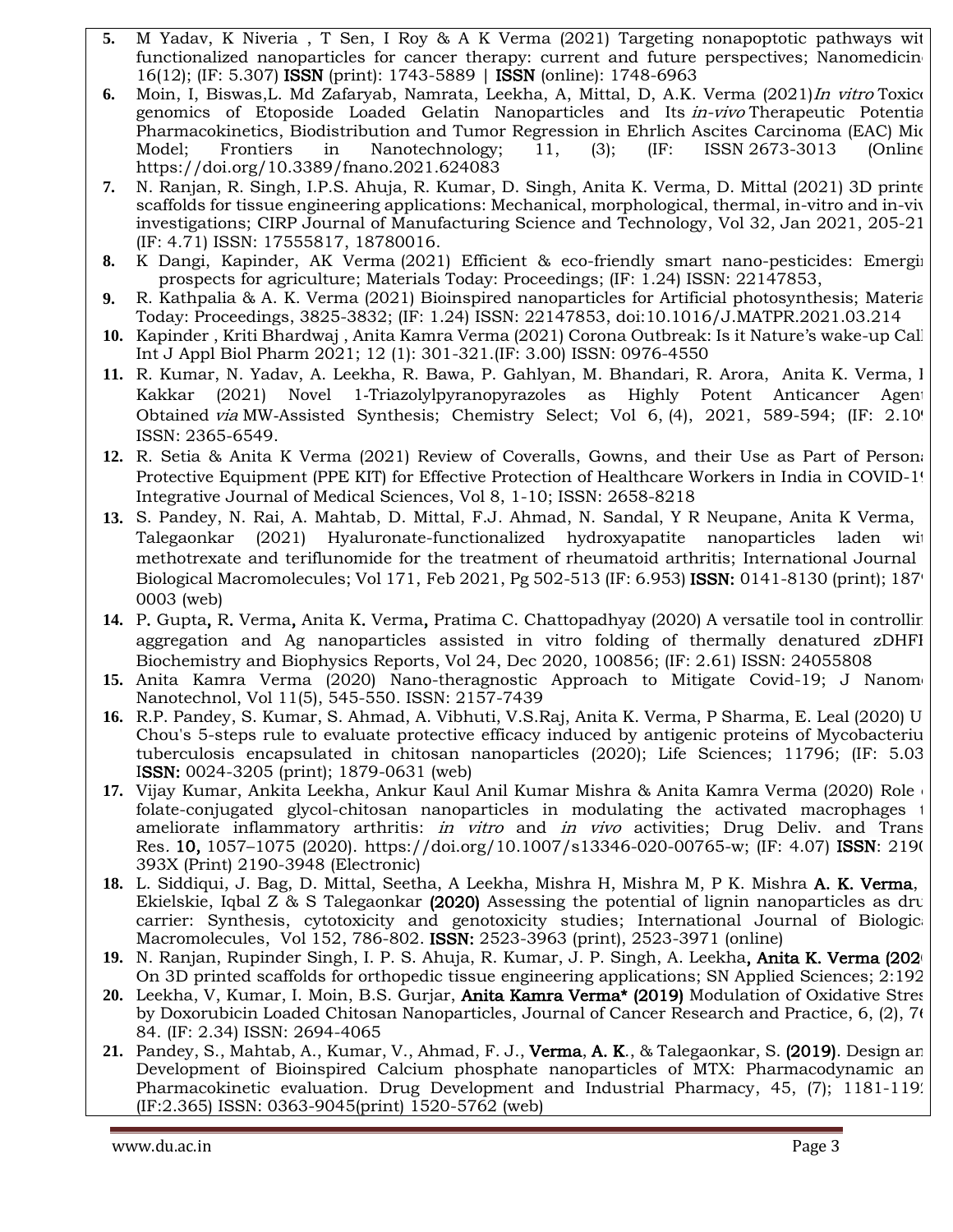5. M Yadav, K Niveria , T Sen, I Roy & A K Verma (2021) Targeting nonapoptotic pathways wit functionalized nanoparticles for cancer therapy: current and future perspectives; Nanomedicin 16(12); (IF: 5.307) **ISSN** (print): 1743-5889 | **ISSN** (online): 1748-6963
6. Moin, I, Biswas,L. Md Zafaryab, Namrata, Leekha, A, Mittal, D, A.K. Verma (2021)*In vitro* Toxico genomics of Etoposide Loaded Gelatin Nanoparticles and Its *in-vivo* Therapeutic Potentia Pharmacokinetics, Biodistribution and Tumor Regression in Ehrlich Ascites Carcinoma (EAC) Mic Model; Frontiers in Nanotechnology; 11, (3); (IF: ISSN 2673-3013 (Online https://doi.org/10.3389/fnano.2021.624083
7. N. Ranjan, R. Singh, I.P.S. Ahuja, R. Kumar, D. Singh, Anita K. Verma, D. Mittal (2021) 3D printe scaffolds for tissue engineering applications: Mechanical, morphological, thermal, in-vitro and in-viv investigations; CIRP Journal of Manufacturing Science and Technology, Vol 32, Jan 2021, 205-21 (IF: 4.71) ISSN: 17555817, 18780016.
8. K Dangi, Kapinder, AK Verma (2021) Efficient & eco-friendly smart nano-pesticides: Emergi prospects for agriculture; Materials Today: Proceedings; (IF: 1.24) ISSN: 22147853,
9. R. Kathpalia & A. K. Verma (2021) Bioinspired nanoparticles for Artificial photosynthesis; Materia Today: Proceedings, 3825-3832; (IF: 1.24) ISSN: 22147853, doi:10.1016/J.MATPR.2021.03.214
10. Kapinder , Kriti Bhardwaj , Anita Kamra Verma (2021) Corona Outbreak: Is it Nature's wake-up Call Int J Appl Biol Pharm 2021; 12 (1): 301-321.(IF: 3.00) ISSN: 0976-4550
11. R. Kumar, N. Yadav, A. Leekha, R. Bawa, P. Gahlyan, M. Bhandari, R. Arora, Anita K. Verma, I Kakkar (2021) Novel 1-Triazolylpyranopyrazoles as Highly Potent Anticancer Agent Obtained *via* MW-Assisted Synthesis; Chemistry Select; Vol 6, (4), 2021, 589-594; (IF: 2.10 ISSN: 2365-6549.
12. R. Setia & Anita K Verma (2021) Review of Coveralls, Gowns, and their Use as Part of Persona Protective Equipment (PPE KIT) for Effective Protection of Healthcare Workers in India in COVID-1 Integrative Journal of Medical Sciences, Vol 8, 1-10; ISSN: 2658-8218
13. S. Pandey, N. Rai, A. Mahtab, D. Mittal, F.J. Ahmad, N. Sandal, Y R Neupane, Anita K Verma, Talegaonkar (2021) Hyaluronate-functionalized hydroxyapatite nanoparticles laden wi methotrexate and teriflunomide for the treatment of rheumatoid arthritis; International Journal Biological Macromolecules; Vol 171, Feb 2021, Pg 502-513 (IF: 6.953) **ISSN:** 0141-8130 (print); 187 0003 (web)
14. P. Gupta, R. Verma, Anita K. Verma, Pratima C. Chattopadhyay (2020) A versatile tool in controllin aggregation and Ag nanoparticles assisted in vitro folding of thermally denatured zDHFI Biochemistry and Biophysics Reports, Vol 24, Dec 2020, 100856; (IF: 2.61) ISSN: 24055808
15. Anita Kamra Verma (2020) Nano-theragnostic Approach to Mitigate Covid-19; J Nanom Nanotechnol, Vol 11(5), 545-550. ISSN: 2157-7439
16. R.P. Pandey, S. Kumar, S. Ahmad, A. Vibhuti, V.S.Raj, Anita K. Verma, P Sharma, E. Leal (2020) U Chou's 5-steps rule to evaluate protective efficacy induced by antigenic proteins of Mycobacteriu tuberculosis encapsulated in chitosan nanoparticles (2020); Life Sciences; 11796; (IF: 5.03 **ISSN:** 0024-3205 (print); 1879-0631 (web)
17. Vijay Kumar, Ankita Leekha, Ankur Kaul Anil Kumar Mishra & Anita Kamra Verma (2020) Role folate-conjugated glycol-chitosan nanoparticles in modulating the activated macrophages t ameliorate inflammatory arthritis: *in vitro* and *in vivo* activities; Drug Deliv. and Trans Res. **10,** 1057–1075 (2020). https://doi.org/10.1007/s13346-020-00765-w; (IF: 4.07) **ISSN**: 219 393X (Print) 2190-3948 (Electronic)
18. L. Siddiqui, J. Bag, D. Mittal, Seetha, A Leekha, Mishra H, Mishra M, P K. Mishra **A. K. Verma**, Ekielskie, Iqbal Z & S Talegaonkar **(2020)** Assessing the potential of lignin nanoparticles as dru carrier: Synthesis, cytotoxicity and genotoxicity studies; International Journal of Biologic Macromolecules, Vol 152, 786-802. **ISSN:** 2523-3963 (print), 2523-3971 (online)
19. N. Ranjan, Rupinder Singh, I. P. S. Ahuja, R. Kumar, J. P. Singh, A. Leekha**, Anita K. Verma (202** On 3D printed scaffolds for orthopedic tissue engineering applications; SN Applied Sciences; 2:192
20. Leekha, V, Kumar, I. Moin, B.S. Gurjar, **Anita Kamra Verma\* (2019)** Modulation of Oxidative Stres by Doxorubicin Loaded Chitosan Nanoparticles, Journal of Cancer Research and Practice, 6, (2), 7 84. (IF: 2.34) ISSN: 2694-4065
21. Pandey, S., Mahtab, A., Kumar, V., Ahmad, F. J., **Verma**, **A. K**., & Talegaonkar, S. **(2019)**. Design an Development of Bioinspired Calcium phosphate nanoparticles of MTX: Pharmacodynamic an Pharmacokinetic evaluation. Drug Development and Industrial Pharmacy, 45, (7); 1181-119 (IF:2.365) ISSN: 0363-9045(print) 1520-5762 (web)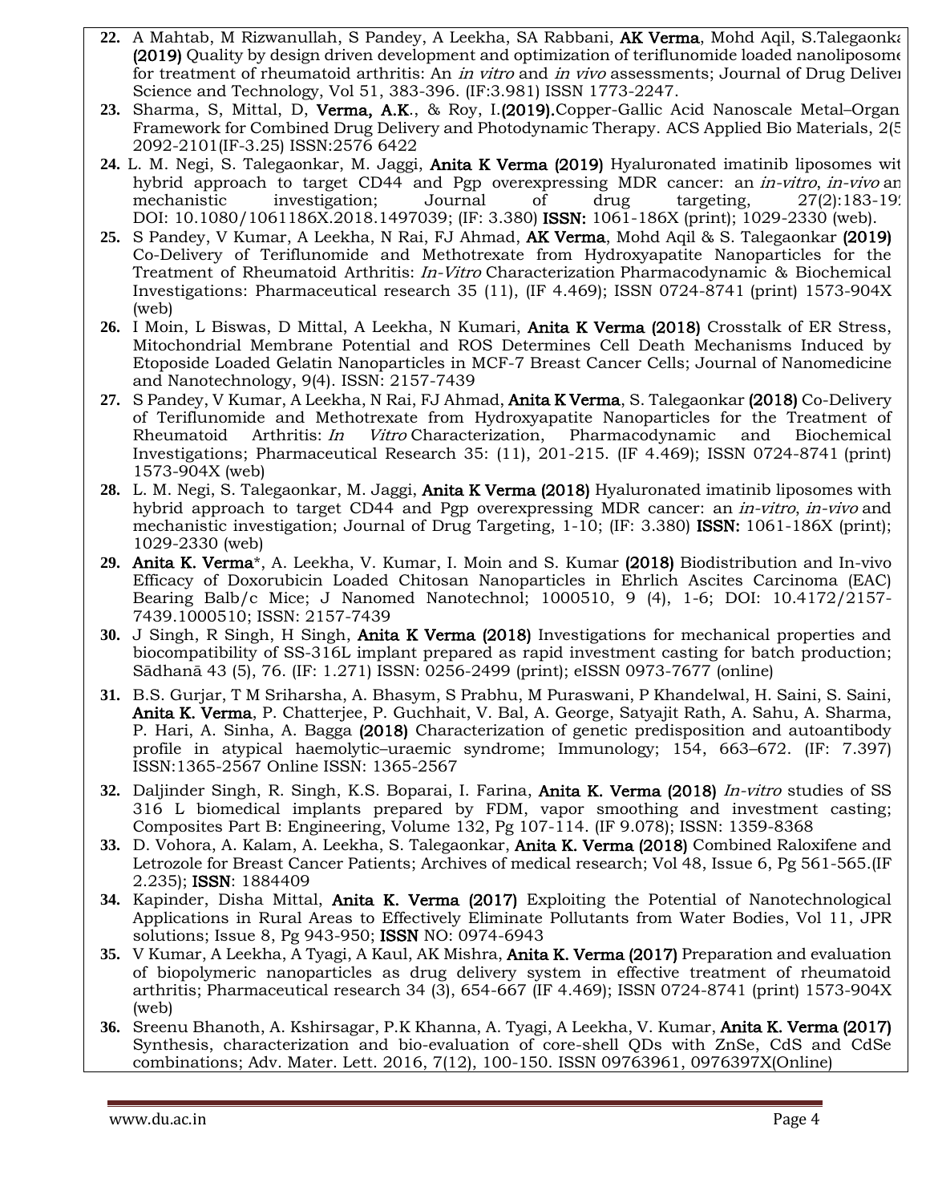22. A Mahtab, M Rizwanullah, S Pandey, A Leekha, SA Rabbani, **AK Verma**, Mohd Aqil, S.Talegaonka **(2019)** Quality by design driven development and optimization of teriflunomide loaded nanoliposome for treatment of rheumatoid arthritis: An *in vitro* and *in vivo* assessments; Journal of Drug Delivei Science and Technology, Vol 51, 383-396. (IF:3.981) ISSN 1773-2247.
23. Sharma, S, Mittal, D, **Verma, A.K**., & Roy, I.**(2019).**Copper-Gallic Acid Nanoscale Metal–Organ Framework for Combined Drug Delivery and Photodynamic Therapy. ACS Applied Bio Materials, 2(5 2092-2101(IF-3.25) ISSN:2576 6422
24. L. M. Negi, S. Talegaonkar, M. Jaggi, **Anita K Verma (2019)** Hyaluronated imatinib liposomes wit hybrid approach to target CD44 and Pgp overexpressing MDR cancer: an *in-vitro*, *in-vivo* an mechanistic investigation; Journal of drug targeting, 27(2):183-19 DOI: 10.1080/1061186X.2018.1497039; (IF: 3.380) **ISSN:** 1061-186X (print); 1029-2330 (web).
25. S Pandey, V Kumar, A Leekha, N Rai, FJ Ahmad, **AK Verma**, Mohd Aqil & S. Talegaonkar **(2019)** Co-Delivery of Teriflunomide and Methotrexate from Hydroxyapatite Nanoparticles for the Treatment of Rheumatoid Arthritis: *In-Vitro* Characterization Pharmacodynamic & Biochemical Investigations: Pharmaceutical research 35 (11), (IF 4.469); ISSN 0724-8741 (print) 1573-904X (web)
26. I Moin, L Biswas, D Mittal, A Leekha, N Kumari, **Anita K Verma (2018)** Crosstalk of ER Stress, Mitochondrial Membrane Potential and ROS Determines Cell Death Mechanisms Induced by Etoposide Loaded Gelatin Nanoparticles in MCF-7 Breast Cancer Cells; Journal of Nanomedicine and Nanotechnology, 9(4). ISSN: 2157-7439
27. S Pandey, V Kumar, A Leekha, N Rai, FJ Ahmad, **Anita K Verma**, S. Talegaonkar **(2018)** Co-Delivery of Teriflunomide and Methotrexate from Hydroxyapatite Nanoparticles for the Treatment of Rheumatoid Arthritis: *In Vitro* Characterization, Pharmacodynamic and Biochemical Investigations; Pharmaceutical Research 35: (11), 201-215. (IF 4.469); ISSN 0724-8741 (print) 1573-904X (web)
28. L. M. Negi, S. Talegaonkar, M. Jaggi, **Anita K Verma (2018)** Hyaluronated imatinib liposomes with hybrid approach to target CD44 and Pgp overexpressing MDR cancer: an *in-vitro*, *in-vivo* and mechanistic investigation; Journal of Drug Targeting, 1-10; (IF: 3.380) **ISSN:** 1061-186X (print); 1029-2330 (web)
29. **Anita K. Verma**\*, A. Leekha, V. Kumar, I. Moin and S. Kumar **(2018)** Biodistribution and In-vivo Efficacy of Doxorubicin Loaded Chitosan Nanoparticles in Ehrlich Ascites Carcinoma (EAC) Bearing Balb/c Mice; J Nanomed Nanotechnol; 1000510, 9 (4), 1-6; DOI: 10.4172/2157-7439.1000510; ISSN: 2157-7439
30. J Singh, R Singh, H Singh, **Anita K Verma (2018)** Investigations for mechanical properties and biocompatibility of SS-316L implant prepared as rapid investment casting for batch production; Sādhanā 43 (5), 76. (IF: 1.271) ISSN: 0256-2499 (print); eISSN 0973-7677 (online)
31. B.S. Gurjar, T M Sriharsha, A. Bhasym, S Prabhu, M Puraswani, P Khandelwal, H. Saini, S. Saini, **Anita K. Verma**, P. Chatterjee, P. Guchhait, V. Bal, A. George, Satyajit Rath, A. Sahu, A. Sharma, P. Hari, A. Sinha, A. Bagga **(2018)** Characterization of genetic predisposition and autoantibody profile in atypical haemolytic–uraemic syndrome; Immunology; 154, 663–672. (IF: 7.397) ISSN:1365-2567 Online ISSN: 1365-2567
32. Daljinder Singh, R. Singh, K.S. Boparai, I. Farina, **Anita K. Verma (2018)** *In-vitro* studies of SS 316 L biomedical implants prepared by FDM, vapor smoothing and investment casting; Composites Part B: Engineering, Volume 132, Pg 107-114. (IF 9.078); ISSN: 1359-8368
33. D. Vohora, A. Kalam, A. Leekha, S. Talegaonkar, **Anita K. Verma (2018)** Combined Raloxifene and Letrozole for Breast Cancer Patients; Archives of medical research; Vol 48, Issue 6, Pg 561-565.(IF 2.235); **ISSN**: 1884409
34. Kapinder, Disha Mittal, **Anita K. Verma (2017)** Exploiting the Potential of Nanotechnological Applications in Rural Areas to Effectively Eliminate Pollutants from Water Bodies, Vol 11, JPR solutions; Issue 8, Pg 943-950; **ISSN** NO: 0974-6943
35. V Kumar, A Leekha, A Tyagi, A Kaul, AK Mishra, **Anita K. Verma (2017)** Preparation and evaluation of biopolymeric nanoparticles as drug delivery system in effective treatment of rheumatoid arthritis; Pharmaceutical research 34 (3), 654-667 (IF 4.469); ISSN 0724-8741 (print) 1573-904X (web)
36. Sreenu Bhanoth, A. Kshirsagar, P.K Khanna, A. Tyagi, A Leekha, V. Kumar, **Anita K. Verma (2017)** Synthesis, characterization and bio-evaluation of core-shell QDs with ZnSe, CdS and CdSe combinations; Adv. Mater. Lett. 2016, 7(12), 100-150. ISSN 09763961, 0976397X(Online)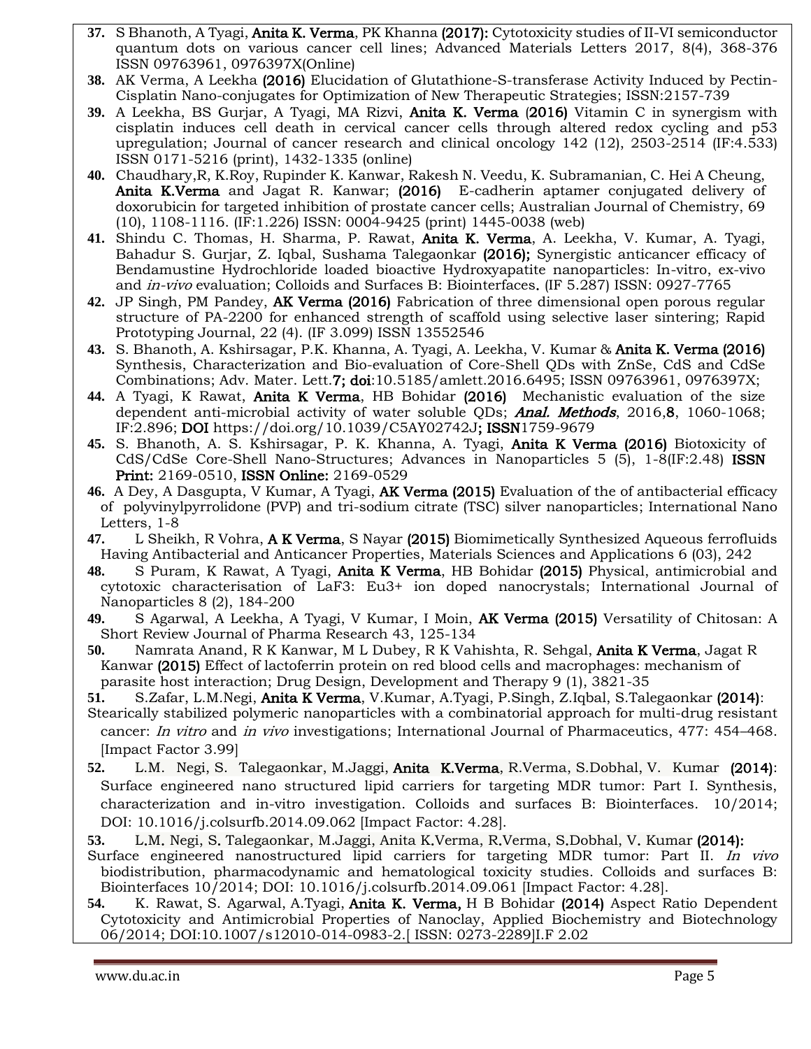37. S Bhanoth, A Tyagi, **Anita K. Verma**, PK Khanna **(2017):** Cytotoxicity studies of II-VI semiconductor quantum dots on various cancer cell lines; Advanced Materials Letters 2017, 8(4), 368-376 ISSN 09763961, 0976397X(Online)

38. AK Verma, A Leekha **(2016)** Elucidation of Glutathione-S-transferase Activity Induced by Pectin-Cisplatin Nano-conjugates for Optimization of New Therapeutic Strategies; ISSN:2157-739

39. A Leekha, BS Gurjar, A Tyagi, MA Rizvi, **Anita K. Verma** (**2016)** Vitamin C in synergism with cisplatin induces cell death in cervical cancer cells through altered redox cycling and p53 upregulation; Journal of cancer research and clinical oncology 142 (12), 2503-2514 (IF:4.533) ISSN 0171-5216 (print), 1432-1335 (online)

40. Chaudhary,R, K.Roy, Rupinder K. Kanwar, Rakesh N. Veedu, K. Subramanian, C. Hei A Cheung, **Anita K.Verma** and Jagat R. Kanwar; **(2016)** E-cadherin aptamer conjugated delivery of doxorubicin for targeted inhibition of prostate cancer cells; Australian Journal of Chemistry, 69 (10), 1108-1116. (IF:1.226) ISSN: 0004-9425 (print) 1445-0038 (web)

41. Shindu C. Thomas, H. Sharma, P. Rawat, **Anita K. Verma**, A. Leekha, V. Kumar, A. Tyagi, Bahadur S. Gurjar, Z. Iqbal, Sushama Talegaonkar **(2016);** Synergistic anticancer efficacy of Bendamustine Hydrochloride loaded bioactive Hydroxyapatite nanoparticles: In-vitro, ex-vivo and *in-vivo* evaluation; Colloids and Surfaces B: Biointerfaces**.** (IF 5.287) ISSN: 0927-7765

42. JP Singh, PM Pandey, **AK Verma (2016)** Fabrication of three dimensional open porous regular structure of PA-2200 for enhanced strength of scaffold using selective laser sintering; Rapid Prototyping Journal, 22 (4). (IF 3.099) ISSN 13552546

43. S. Bhanoth, A. Kshirsagar, P.K. Khanna, A. Tyagi, A. Leekha, V. Kumar & **Anita K. Verma (2016)** Synthesis, Characterization and Bio-evaluation of Core-Shell QDs with ZnSe, CdS and CdSe Combinations; Adv. Mater. Lett.**7; doi**:10.5185/amlett.2016.6495; ISSN 09763961, 0976397X;

44. A Tyagi, K Rawat, **Anita K Verma**, HB Bohidar **(2016)** Mechanistic evaluation of the size dependent anti-microbial activity of water soluble QDs; ***Anal. Methods***, 2016,**8**, 1060-1068; IF:2.896; **DOI** https://doi.org/10.1039/C5AY02742J**; ISSN**1759-9679

45. S. Bhanoth, A. S. Kshirsagar, P. K. Khanna, A. Tyagi, **Anita K Verma (2016)** Biotoxicity of CdS/CdSe Core-Shell Nano-Structures; Advances in Nanoparticles 5 (5), 1-8(IF:2.48) **ISSN Print:** 2169-0510, **ISSN Online:** 2169-0529

46. A Dey, A Dasgupta, V Kumar, A Tyagi, **AK Verma (2015)** Evaluation of the of antibacterial efficacy of polyvinylpyrrolidone (PVP) and tri-sodium citrate (TSC) silver nanoparticles; International Nano Letters, 1-8

47. L Sheikh, R Vohra, **A K Verma**, S Nayar **(2015)** Biomimetically Synthesized Aqueous ferrofluids Having Antibacterial and Anticancer Properties, Materials Sciences and Applications 6 (03), 242

48. S Puram, K Rawat, A Tyagi, **Anita K Verma**, HB Bohidar **(2015)** Physical, antimicrobial and cytotoxic characterisation of LaF3: Eu3+ ion doped nanocrystals; International Journal of Nanoparticles 8 (2), 184-200

49. S Agarwal, A Leekha, A Tyagi, V Kumar, I Moin, **AK Verma (2015)** Versatility of Chitosan: A Short Review Journal of Pharma Research 43, 125-134

50. Namrata Anand, R K Kanwar, M L Dubey, R K Vahishta, R. Sehgal, **Anita K Verma**, Jagat R Kanwar **(2015)** Effect of lactoferrin protein on red blood cells and macrophages: mechanism of parasite host interaction; Drug Design, Development and Therapy 9 (1), 3821-35

51. S.Zafar, L.M.Negi, **Anita K Verma**, V.Kumar, A.Tyagi, P.Singh, Z.Iqbal, S.Talegaonkar **(2014)**: Stearically stabilized polymeric nanoparticles with a combinatorial approach for multi-drug resistant cancer: *In vitro* and *in vivo* investigations; International Journal of Pharmaceutics, 477: 454–468. [Impact Factor 3.99]

52. L.M. Negi, S. Talegaonkar, M.Jaggi, **Anita K.Verma**, R.Verma, S.Dobhal, V. Kumar **(2014)**: Surface engineered nano structured lipid carriers for targeting MDR tumor: Part I. Synthesis, characterization and in-vitro investigation. Colloids and surfaces B: Biointerfaces. 10/2014; DOI: 10.1016/j.colsurfb.2014.09.062 [Impact Factor: 4.28].

53. L.M. Negi, S. Talegaonkar, M.Jaggi, Anita K.Verma, R.Verma, S.Dobhal, V. Kumar **(2014):** Surface engineered nanostructured lipid carriers for targeting MDR tumor: Part II. *In vivo* biodistribution, pharmacodynamic and hematological toxicity studies. Colloids and surfaces B: Biointerfaces 10/2014; DOI: 10.1016/j.colsurfb.2014.09.061 [Impact Factor: 4.28].

54. K. Rawat, S. Agarwal, A.Tyagi, **Anita K. Verma,** H B Bohidar **(2014)** Aspect Ratio Dependent Cytotoxicity and Antimicrobial Properties of Nanoclay, Applied Biochemistry and Biotechnology 06/2014; DOI:10.1007/s12010-014-0983-2.[ ISSN: 0273-2289]I.F 2.02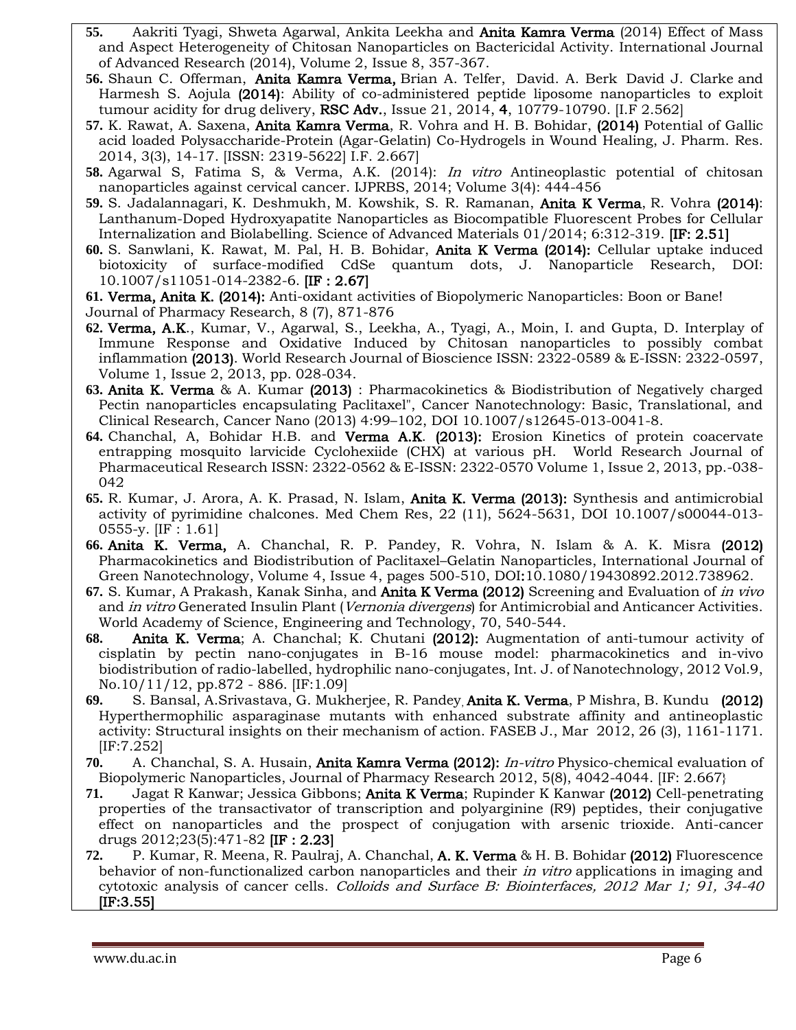55. Aakriti Tyagi, Shweta Agarwal, Ankita Leekha and **Anita Kamra Verma** (2014) Effect of Mass and Aspect Heterogeneity of Chitosan Nanoparticles on Bactericidal Activity. International Journal of Advanced Research (2014), Volume 2, Issue 8, 357-367.

56. Shaun C. Offerman, **Anita Kamra Verma,** Brian A. Telfer, David. A. Berk David J. Clarke and Harmesh S. Aojula **(2014)**: Ability of co-administered peptide liposome nanoparticles to exploit tumour acidity for drug delivery, **RSC Adv.**, Issue 21, 2014, **4**, 10779-10790. [I.F 2.562]

57. K. Rawat, A. Saxena, **Anita Kamra Verma**, R. Vohra and H. B. Bohidar, **(2014)** Potential of Gallic acid loaded Polysaccharide-Protein (Agar-Gelatin) Co-Hydrogels in Wound Healing, J. Pharm. Res. 2014, 3(3), 14-17. [ISSN: 2319-5622] I.F. 2.667]

58. Agarwal S, Fatima S, & Verma, A.K. (2014): *In vitro* Antineoplastic potential of chitosan nanoparticles against cervical cancer. IJPRBS, 2014; Volume 3(4): 444-456

59. S. Jadalannagari, K. Deshmukh, M. Kowshik, S. R. Ramanan, **Anita K Verma**, R. Vohra **(2014)**: Lanthanum-Doped Hydroxyapatite Nanoparticles as Biocompatible Fluorescent Probes for Cellular Internalization and Biolabelling. Science of Advanced Materials 01/2014; 6:312-319. **[IF: 2.51]**

60. S. Sanwlani, K. Rawat, M. Pal, H. B. Bohidar, **Anita K Verma (2014):** Cellular uptake induced biotoxicity of surface-modified CdSe quantum dots, J. Nanoparticle Research, DOI: 10.1007/s11051-014-2382-6. **[IF : 2.67]**

61. **Verma, Anita K. (2014):** Anti-oxidant activities of Biopolymeric Nanoparticles: Boon or Bane! Journal of Pharmacy Research, 8 (7), 871-876

62. **Verma, A.K.**, Kumar, V., Agarwal, S., Leekha, A., Tyagi, A., Moin, I. and Gupta, D. Interplay of Immune Response and Oxidative Induced by Chitosan nanoparticles to possibly combat inflammation **(2013)**. World Research Journal of Bioscience ISSN: 2322-0589 & E-ISSN: 2322-0597, Volume 1, Issue 2, 2013, pp. 028-034.

63. **Anita K. Verma** & A. Kumar **(2013)** : Pharmacokinetics & Biodistribution of Negatively charged Pectin nanoparticles encapsulating Paclitaxel", Cancer Nanotechnology: Basic, Translational, and Clinical Research, Cancer Nano (2013) 4:99–102, DOI 10.1007/s12645-013-0041-8.

64. Chanchal, A, Bohidar H.B. and **Verma A.K**. **(2013):** Erosion Kinetics of protein coacervate entrapping mosquito larvicide Cyclohexiide (CHX) at various pH. World Research Journal of Pharmaceutical Research ISSN: 2322-0562 & E-ISSN: 2322-0570 Volume 1, Issue 2, 2013, pp.-038-042

65. R. Kumar, J. Arora, A. K. Prasad, N. Islam, **Anita K. Verma (2013):** Synthesis and antimicrobial activity of pyrimidine chalcones. Med Chem Res, 22 (11), 5624-5631, DOI 10.1007/s00044-013-0555-y. [IF : 1.61]

66. **Anita K. Verma,** A. Chanchal, R. P. Pandey, R. Vohra, N. Islam & A. K. Misra **(2012)** Pharmacokinetics and Biodistribution of Paclitaxel–Gelatin Nanoparticles, International Journal of Green Nanotechnology, Volume 4, Issue 4, pages 500-510, DOI:10.1080/19430892.2012.738962.

67. S. Kumar, A Prakash, Kanak Sinha, and **Anita K Verma (2012)** Screening and Evaluation of *in vivo* and *in vitro* Generated Insulin Plant (*Vernonia divergens*) for Antimicrobial and Anticancer Activities. World Academy of Science, Engineering and Technology, 70, 540-544.

68. **Anita K. Verma**; A. Chanchal; K. Chutani **(2012):** Augmentation of anti-tumour activity of cisplatin by pectin nano-conjugates in B-16 mouse model: pharmacokinetics and in-vivo biodistribution of radio-labelled, hydrophilic nano-conjugates, Int. J. of Nanotechnology, 2012 Vol.9, No.10/11/12, pp.872 - 886. [IF:1.09]

69. S. Bansal, A.Srivastava, G. Mukherjee, R. Pandey, **Anita K. Verma**, P Mishra, B. Kundu **(2012)** Hyperthermophilic asparaginase mutants with enhanced substrate affinity and antineoplastic activity: Structural insights on their mechanism of action. FASEB J., Mar 2012, 26 (3), 1161-1171. [IF:7.252]

70. A. Chanchal, S. A. Husain, **Anita Kamra Verma (2012):** *In-vitro* Physico-chemical evaluation of Biopolymeric Nanoparticles, Journal of Pharmacy Research 2012, 5(8), 4042-4044. [IF: 2.667}

71. Jagat R Kanwar; Jessica Gibbons; **Anita K Verma**; Rupinder K Kanwar **(2012)** Cell-penetrating properties of the transactivator of transcription and polyarginine (R9) peptides, their conjugative effect on nanoparticles and the prospect of conjugation with arsenic trioxide. Anti-cancer drugs 2012;23(5):471-82 **[IF : 2.23]**

72. P. Kumar, R. Meena, R. Paulraj, A. Chanchal, **A. K. Verma** & H. B. Bohidar **(2012)** Fluorescence behavior of non-functionalized carbon nanoparticles and their *in vitro* applications in imaging and cytotoxic analysis of cancer cells. *Colloids and Surface B: Biointerfaces, 2012 Mar 1; 91, 34-40* **[IF:3.55]**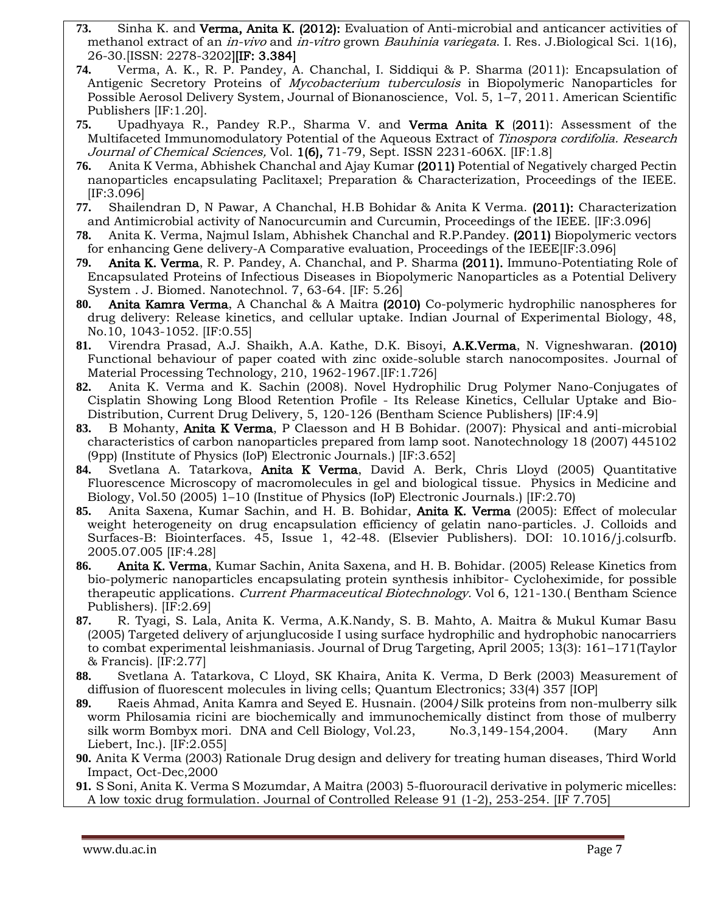73. Sinha K. and **Verma, Anita K. (2012):** Evaluation of Anti-microbial and anticancer activities of methanol extract of an *in-vivo* and *in-vitro* grown *Bauhinia variegata*. I. Res. J.Biological Sci. 1(16), 26-30.[ISSN: 2278-3202]**[IF: 3.384]**

74. Verma, A. K., R. P. Pandey, A. Chanchal, I. Siddiqui & P. Sharma (2011): Encapsulation of Antigenic Secretory Proteins of *Mycobacterium tuberculosis* in Biopolymeric Nanoparticles for Possible Aerosol Delivery System, Journal of Bionanoscience, Vol. 5, 1–7, 2011. American Scientific Publishers [IF:1.20].

75. Upadhyaya R., Pandey R.P., Sharma V. and **Verma Anita K** (**2011**): Assessment of the Multifaceted Immunomodulatory Potential of the Aqueous Extract of *Tinospora cordifolia. Research Journal of Chemical Sciences,* Vol. **1(6),** 71-79, Sept. ISSN 2231-606X. [IF:1.8]

76. Anita K Verma, Abhishek Chanchal and Ajay Kumar **(2011)** Potential of Negatively charged Pectin nanoparticles encapsulating Paclitaxel; Preparation & Characterization, Proceedings of the IEEE. [IF:3.096]

77. Shailendran D, N Pawar, A Chanchal, H.B Bohidar & Anita K Verma. **(2011):** Characterization and Antimicrobial activity of Nanocurcumin and Curcumin, Proceedings of the IEEE. [IF:3.096]

78. Anita K. Verma, Najmul Islam, Abhishek Chanchal and R.P.Pandey. **(2011)** Biopolymeric vectors for enhancing Gene delivery-A Comparative evaluation, Proceedings of the IEEE[IF:3.096]

79. **Anita K. Verma**, R. P. Pandey, A. Chanchal, and P. Sharma **(2011).** Immuno-Potentiating Role of Encapsulated Proteins of Infectious Diseases in Biopolymeric Nanoparticles as a Potential Delivery System . J. Biomed. Nanotechnol. 7, 63-64. [IF: 5.26]

80. **Anita Kamra Verma**, A Chanchal & A Maitra **(2010)** Co-polymeric hydrophilic nanospheres for drug delivery: Release kinetics, and cellular uptake. Indian Journal of Experimental Biology, 48, No.10, 1043-1052. [IF:0.55]

81. Virendra Prasad, A.J. Shaikh, A.A. Kathe, D.K. Bisoyi, **A.K.Verma**, N. Vigneshwaran. **(2010)** Functional behaviour of paper coated with zinc oxide-soluble starch nanocomposites. Journal of Material Processing Technology, 210, 1962-1967.[IF:1.726]

82. Anita K. Verma and K. Sachin (2008). Novel Hydrophilic Drug Polymer Nano-Conjugates of Cisplatin Showing Long Blood Retention Profile - Its Release Kinetics, Cellular Uptake and Bio-Distribution, Current Drug Delivery, 5, 120-126 (Bentham Science Publishers) [IF:4.9]

83. B Mohanty, **Anita K Verma**, P Claesson and H B Bohidar. (2007): Physical and anti-microbial characteristics of carbon nanoparticles prepared from lamp soot. Nanotechnology 18 (2007) 445102 (9pp) (Institute of Physics (IoP) Electronic Journals.) [IF:3.652]

84. Svetlana A. Tatarkova, **Anita K Verma**, David A. Berk, Chris Lloyd (2005) Quantitative Fluorescence Microscopy of macromolecules in gel and biological tissue. Physics in Medicine and Biology, Vol.50 (2005) 1–10 (Institue of Physics (IoP) Electronic Journals.) [IF:2.70)

85. Anita Saxena, Kumar Sachin, and H. B. Bohidar, **Anita K. Verma** (2005): Effect of molecular weight heterogeneity on drug encapsulation efficiency of gelatin nano-particles. J. Colloids and Surfaces-B: Biointerfaces. 45, Issue 1, 42-48. (Elsevier Publishers). DOI: 10.1016/j.colsurfb. 2005.07.005 [IF:4.28]

86. **Anita K. Verma**, Kumar Sachin, Anita Saxena, and H. B. Bohidar. (2005) Release Kinetics from bio-polymeric nanoparticles encapsulating protein synthesis inhibitor- Cycloheximide, for possible therapeutic applications. *Current Pharmaceutical Biotechnology*. Vol 6, 121-130.( Bentham Science Publishers). [IF:2.69]

87. R. Tyagi, S. Lala, Anita K. Verma, A.K.Nandy, S. B. Mahto, A. Maitra & Mukul Kumar Basu (2005) Targeted delivery of arjunglucoside I using surface hydrophilic and hydrophobic nanocarriers to combat experimental leishmaniasis. Journal of Drug Targeting, April 2005; 13(3): 161–171(Taylor & Francis). [IF:2.77]

88. Svetlana A. Tatarkova, C Lloyd, SK Khaira, Anita K. Verma, D Berk (2003) Measurement of diffusion of fluorescent molecules in living cells; Quantum Electronics; 33(4) 357 [IOP]

89. Raeis Ahmad, Anita Kamra and Seyed E. Husnain. (2004*)* Silk proteins from non-mulberry silk worm Philosamia ricini are biochemically and immunochemically distinct from those of mulberry silk worm Bombyx mori. DNA and Cell Biology, Vol.23, No.3,149-154,2004. (Mary Ann Liebert, Inc.). [IF:2.055]

90. Anita K Verma (2003) Rationale Drug design and delivery for treating human diseases, Third World Impact, Oct-Dec,2000

91. S Soni, Anita K. Verma S Mozumdar, A Maitra (2003) 5-fluorouracil derivative in polymeric micelles: A low toxic drug formulation. Journal of Controlled Release 91 (1-2), 253-254. [IF 7.705]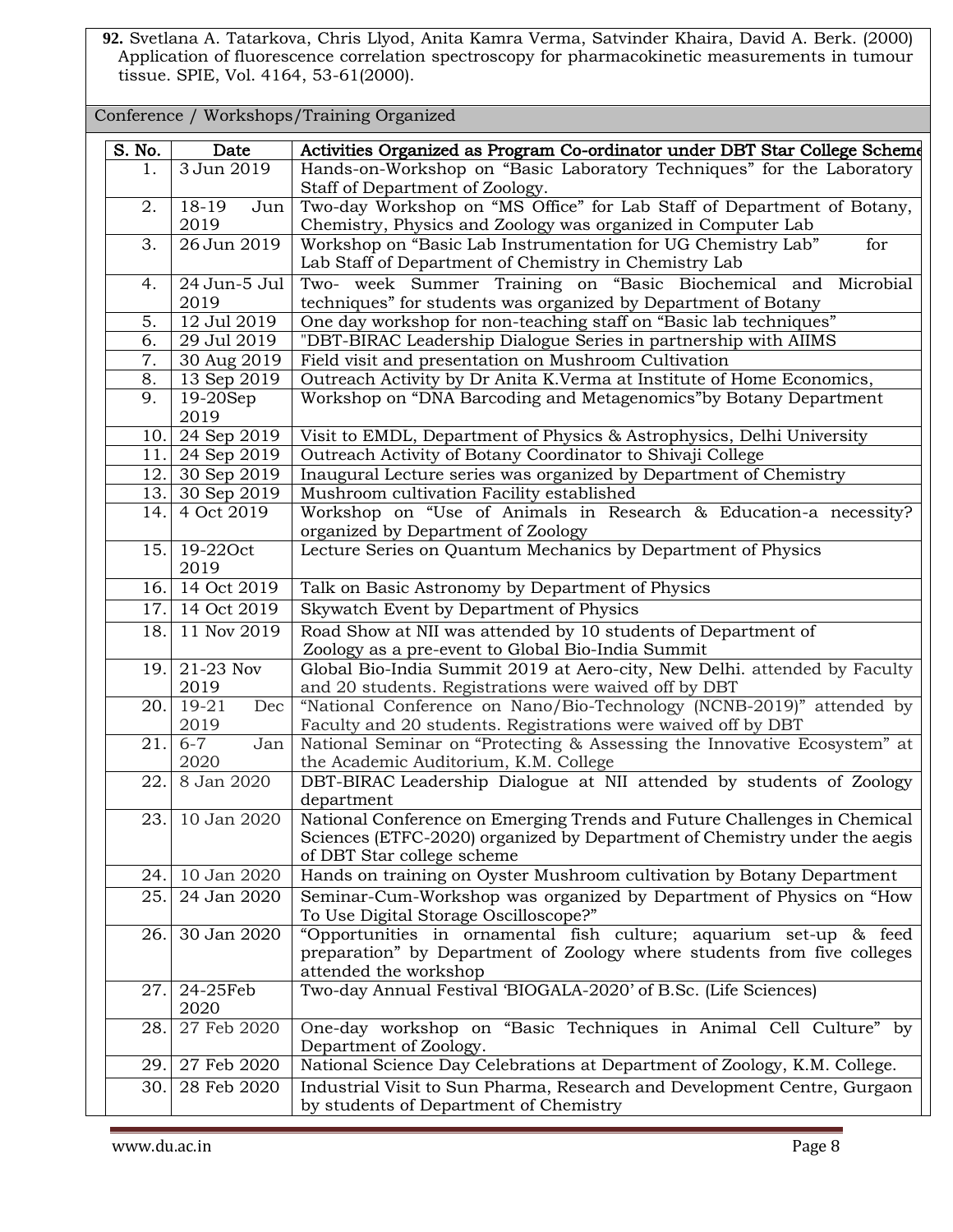**92.** Svetlana A. Tatarkova, Chris Llyod, Anita Kamra Verma, Satvinder Khaira, David A. Berk. (2000) Application of fluorescence correlation spectroscopy for pharmacokinetic measurements in tumour tissue. SPIE, Vol. 4164, 53-61(2000).

Conference / Workshops/Training Organized

| S. No. | Date | Activities Organized as Program Co-ordinator under DBT Star College Scheme |
|---|---|---|
| 1. | 3 Jun 2019 | Hands-on-Workshop on "Basic Laboratory Techniques" for the Laboratory Staff of Department of Zoology. |
| 2. | 18-19 Jun 2019 | Two-day Workshop on "MS Office" for Lab Staff of Department of Botany, Chemistry, Physics and Zoology was organized in Computer Lab |
| 3. | 26 Jun 2019 | Workshop on "Basic Lab Instrumentation for UG Chemistry Lab" for Lab Staff of Department of Chemistry in Chemistry Lab |
| 4. | 24 Jun-5 Jul 2019 | Two- week Summer Training on "Basic Biochemical and Microbial techniques" for students was organized by Department of Botany |
| 5. | 12 Jul 2019 | One day workshop for non-teaching staff on "Basic lab techniques" |
| 6. | 29 Jul 2019 | "DBT-BIRAC Leadership Dialogue Series in partnership with AIIMS |
| 7. | 30 Aug 2019 | Field visit and presentation on Mushroom Cultivation |
| 8. | 13 Sep 2019 | Outreach Activity by Dr Anita K.Verma at Institute of Home Economics, |
| 9. | 19-20Sep 2019 | Workshop on "DNA Barcoding and Metagenomics"by Botany Department |
| 10. | 24 Sep 2019 | Visit to EMDL, Department of Physics & Astrophysics, Delhi University |
| 11. | 24 Sep 2019 | Outreach Activity of Botany Coordinator to Shivaji College |
| 12. | 30 Sep 2019 | Inaugural Lecture series was organized by Department of Chemistry |
| 13. | 30 Sep 2019 | Mushroom cultivation Facility established |
| 14. | 4 Oct 2019 | Workshop on "Use of Animals in Research & Education-a necessity? organized by Department of Zoology |
| 15. | 19-22Oct 2019 | Lecture Series on Quantum Mechanics by Department of Physics |
| 16. | 14 Oct 2019 | Talk on Basic Astronomy by Department of Physics |
| 17. | 14 Oct 2019 | Skywatch Event by Department of Physics |
| 18. | 11 Nov 2019 | Road Show at NII was attended by 10 students of Department of Zoology as a pre-event to Global Bio-India Summit |
| 19. | 21-23 Nov 2019 | Global Bio-India Summit 2019 at Aero-city, New Delhi. attended by Faculty and 20 students. Registrations were waived off by DBT |
| 20. | 19-21 Dec 2019 | "National Conference on Nano/Bio-Technology (NCNB-2019)" attended by Faculty and 20 students. Registrations were waived off by DBT |
| 21. | 6-7 Jan 2020 | National Seminar on "Protecting & Assessing the Innovative Ecosystem" at the Academic Auditorium, K.M. College |
| 22. | 8 Jan 2020 | DBT-BIRAC Leadership Dialogue at NII attended by students of Zoology department |
| 23. | 10 Jan 2020 | National Conference on Emerging Trends and Future Challenges in Chemical Sciences (ETFC-2020) organized by Department of Chemistry under the aegis of DBT Star college scheme |
| 24. | 10 Jan 2020 | Hands on training on Oyster Mushroom cultivation by Botany Department |
| 25. | 24 Jan 2020 | Seminar-Cum-Workshop was organized by Department of Physics on "How To Use Digital Storage Oscilloscope?" |
| 26. | 30 Jan 2020 | "Opportunities in ornamental fish culture; aquarium set-up & feed preparation" by Department of Zoology where students from five colleges attended the workshop |
| 27. | 24-25Feb 2020 | Two-day Annual Festival 'BIOGALA-2020' of B.Sc. (Life Sciences) |
| 28. | 27 Feb 2020 | One-day workshop on "Basic Techniques in Animal Cell Culture" by Department of Zoology. |
| 29. | 27 Feb 2020 | National Science Day Celebrations at Department of Zoology, K.M. College. |
| 30. | 28 Feb 2020 | Industrial Visit to Sun Pharma, Research and Development Centre, Gurgaon by students of Department of Chemistry |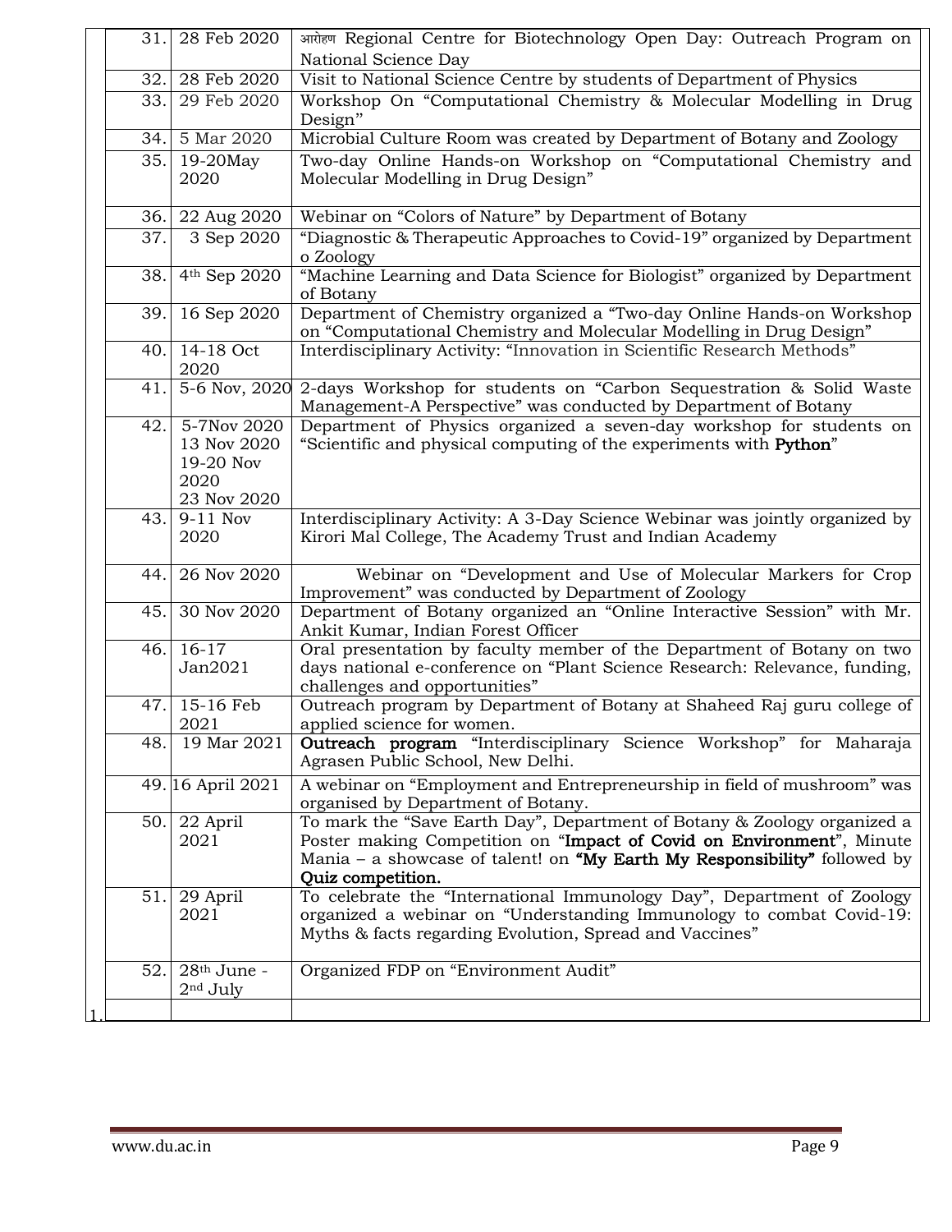| | | |
|---|---|---|
| 31. | 28 Feb 2020 | आरोहण Regional Centre for Biotechnology Open Day: Outreach Program on National Science Day |
| 32. | 28 Feb 2020 | Visit to National Science Centre by students of Department of Physics |
| 33. | 29 Feb 2020 | Workshop On "Computational Chemistry & Molecular Modelling in Drug Design" |
| 34. | 5 Mar 2020 | Microbial Culture Room was created by Department of Botany and Zoology |
| 35. | 19-20May 2020 | Two-day Online Hands-on Workshop on "Computational Chemistry and Molecular Modelling in Drug Design" |
| 36. | 22 Aug 2020 | Webinar on "Colors of Nature" by Department of Botany |
| 37. | 3 Sep 2020 | "Diagnostic & Therapeutic Approaches to Covid-19" organized by Department o Zoology |
| 38. | 4th Sep 2020 | "Machine Learning and Data Science for Biologist" organized by Department of Botany |
| 39. | 16 Sep 2020 | Department of Chemistry organized a "Two-day Online Hands-on Workshop on "Computational Chemistry and Molecular Modelling in Drug Design" |
| 40. | 14-18 Oct 2020 | Interdisciplinary Activity: "Innovation in Scientific Research Methods" |
| 41. | 5-6 Nov, 2020 | 2-days Workshop for students on "Carbon Sequestration & Solid Waste Management-A Perspective" was conducted by Department of Botany |
| 42. | 5-7Nov 2020<br>13 Nov 2020<br>19-20 Nov 2020<br>23 Nov 2020 | Department of Physics organized a seven-day workshop for students on "Scientific and physical computing of the experiments with **Python**" |
| 43. | 9-11 Nov 2020 | Interdisciplinary Activity: A 3-Day Science Webinar was jointly organized by Kirori Mal College, The Academy Trust and Indian Academy |
| 44. | 26 Nov 2020 | Webinar on "Development and Use of Molecular Markers for Crop Improvement" was conducted by Department of Zoology |
| 45. | 30 Nov 2020 | Department of Botany organized an "Online Interactive Session" with Mr. Ankit Kumar, Indian Forest Officer |
| 46. | 16-17 Jan2021 | Oral presentation by faculty member of the Department of Botany on two days national e-conference on "Plant Science Research: Relevance, funding, challenges and opportunities" |
| 47. | 15-16 Feb 2021 | Outreach program by Department of Botany at Shaheed Raj guru college of applied science for women. |
| 48. | 19 Mar 2021 | **Outreach program** "Interdisciplinary Science Workshop" for Maharaja Agrasen Public School, New Delhi. |
| 49. | 16 April 2021 | A webinar on "Employment and Entrepreneurship in field of mushroom" was organised by Department of Botany. |
| 50. | 22 April 2021 | To mark the "Save Earth Day", Department of Botany & Zoology organized a Poster making Competition on "**Impact of Covid on Environment**", Minute Mania – a showcase of talent! on **"My Earth My Responsibility"** followed by **Quiz competition.** |
| 51. | 29 April 2021 | To celebrate the "International Immunology Day", Department of Zoology organized a webinar on "Understanding Immunology to combat Covid-19: Myths & facts regarding Evolution, Spread and Vaccines" |
| 52. | 28th June - 2nd July | Organized FDP on "Environment Audit" |
| | | |

1.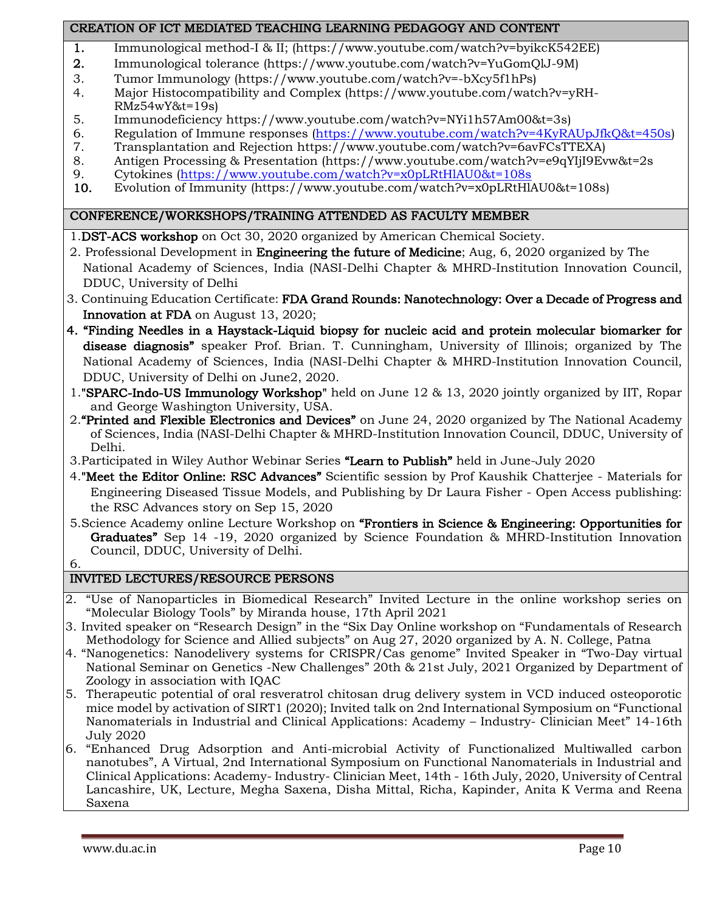## CREATION OF ICT MEDIATED TEACHING LEARNING PEDAGOGY AND CONTENT

1. Immunological method-I & II; (https://www.youtube.com/watch?v=byikcK542EE)
2. Immunological tolerance (https://www.youtube.com/watch?v=YuGomQlJ-9M)
3. Tumor Immunology (https://www.youtube.com/watch?v=-bXcy5f1hPs)
4. Major Histocompatibility and Complex (https://www.youtube.com/watch?v=yRH-RMz54wY&t=19s)
5. Immunodeficiency https://www.youtube.com/watch?v=NYi1h57Am00&t=3s)
6. Regulation of Immune responses (https://www.youtube.com/watch?v=4KyRAUpJfkQ&t=450s)
7. Transplantation and Rejection https://www.youtube.com/watch?v=6avFCsTTEXA)
8. Antigen Processing & Presentation (https://www.youtube.com/watch?v=e9qYIjI9Evw&t=2s
9. Cytokines (https://www.youtube.com/watch?v=x0pLRtHlAU0&t=108s
10. Evolution of Immunity (https://www.youtube.com/watch?v=x0pLRtHlAU0&t=108s)

## CONFERENCE/WORKSHOPS/TRAINING ATTENDED AS FACULTY MEMBER

1. **DST-ACS workshop** on Oct 30, 2020 organized by American Chemical Society.
2. Professional Development in **Engineering the future of Medicine**; Aug, 6, 2020 organized by The National Academy of Sciences, India (NASI-Delhi Chapter & MHRD-Institution Innovation Council, DDUC, University of Delhi
3. Continuing Education Certificate: **FDA Grand Rounds: Nanotechnology: Over a Decade of Progress and Innovation at FDA** on August 13, 2020;
4. **"Finding Needles in a Haystack-Liquid biopsy for nucleic acid and protein molecular biomarker for disease diagnosis"** speaker Prof. Brian. T. Cunningham, University of Illinois; organized by The National Academy of Sciences, India (NASI-Delhi Chapter & MHRD-Institution Innovation Council, DDUC, University of Delhi on June2, 2020.

1. "**SPARC-Indo-US Immunology Workshop**" held on June 12 & 13, 2020 jointly organized by IIT, Ropar and George Washington University, USA.
2. **"Printed and Flexible Electronics and Devices"** on June 24, 2020 organized by The National Academy of Sciences, India (NASI-Delhi Chapter & MHRD-Institution Innovation Council, DDUC, University of Delhi.
3. Participated in Wiley Author Webinar Series **"Learn to Publish"** held in June-July 2020
4. "**Meet the Editor Online: RSC Advances"** Scientific session by Prof Kaushik Chatterjee - Materials for Engineering Diseased Tissue Models, and Publishing by Dr Laura Fisher - Open Access publishing: the RSC Advances story on Sep 15, 2020
5. Science Academy online Lecture Workshop on **"Frontiers in Science & Engineering: Opportunities for Graduates"** Sep 14 -19, 2020 organized by Science Foundation & MHRD-Institution Innovation Council, DDUC, University of Delhi.
6.

## INVITED LECTURES/RESOURCE PERSONS

2. "Use of Nanoparticles in Biomedical Research" Invited Lecture in the online workshop series on "Molecular Biology Tools" by Miranda house, 17th April 2021
3. Invited speaker on "Research Design" in the "Six Day Online workshop on "Fundamentals of Research Methodology for Science and Allied subjects" on Aug 27, 2020 organized by A. N. College, Patna
4. "Nanogenetics: Nanodelivery systems for CRISPR/Cas genome" Invited Speaker in "Two-Day virtual National Seminar on Genetics -New Challenges" 20th & 21st July, 2021 Organized by Department of Zoology in association with IQAC
5. Therapeutic potential of oral resveratrol chitosan drug delivery system in VCD induced osteoporotic mice model by activation of SIRT1 (2020); Invited talk on 2nd International Symposium on "Functional Nanomaterials in Industrial and Clinical Applications: Academy – Industry- Clinician Meet" 14-16th July 2020
6. "Enhanced Drug Adsorption and Anti-microbial Activity of Functionalized Multiwalled carbon nanotubes", A Virtual, 2nd International Symposium on Functional Nanomaterials in Industrial and Clinical Applications: Academy- Industry- Clinician Meet, 14th - 16th July, 2020, University of Central Lancashire, UK, Lecture, Megha Saxena, Disha Mittal, Richa, Kapinder, Anita K Verma and Reena Saxena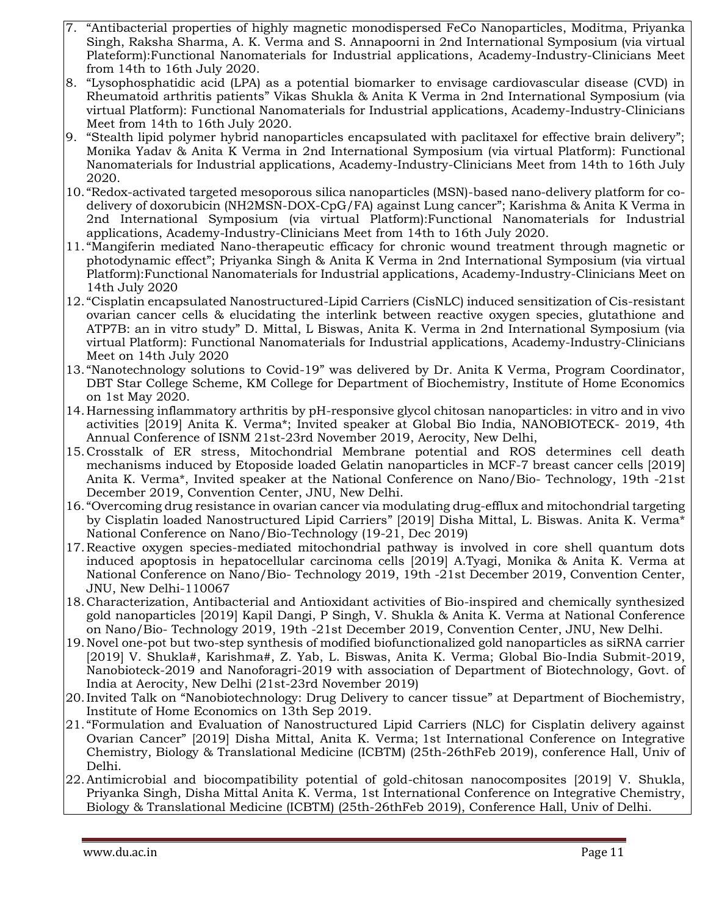7. "Antibacterial properties of highly magnetic monodispersed FeCo Nanoparticles, Moditma, Priyanka Singh, Raksha Sharma, A. K. Verma and S. Annapoorni in 2nd International Symposium (via virtual Plateform):Functional Nanomaterials for Industrial applications, Academy-Industry-Clinicians Meet from 14th to 16th July 2020.
8. "Lysophosphatidic acid (LPA) as a potential biomarker to envisage cardiovascular disease (CVD) in Rheumatoid arthritis patients" Vikas Shukla & Anita K Verma in 2nd International Symposium (via virtual Platform): Functional Nanomaterials for Industrial applications, Academy-Industry-Clinicians Meet from 14th to 16th July 2020.
9. "Stealth lipid polymer hybrid nanoparticles encapsulated with paclitaxel for effective brain delivery"; Monika Yadav & Anita K Verma in 2nd International Symposium (via virtual Platform): Functional Nanomaterials for Industrial applications, Academy-Industry-Clinicians Meet from 14th to 16th July 2020.
10. "Redox-activated targeted mesoporous silica nanoparticles (MSN)-based nano-delivery platform for co-delivery of doxorubicin (NH2MSN-DOX-CpG/FA) against Lung cancer"; Karishma & Anita K Verma in 2nd International Symposium (via virtual Platform):Functional Nanomaterials for Industrial applications, Academy-Industry-Clinicians Meet from 14th to 16th July 2020.
11. "Mangiferin mediated Nano-therapeutic efficacy for chronic wound treatment through magnetic or photodynamic effect"; Priyanka Singh & Anita K Verma in 2nd International Symposium (via virtual Platform):Functional Nanomaterials for Industrial applications, Academy-Industry-Clinicians Meet on 14th July 2020
12. "Cisplatin encapsulated Nanostructured-Lipid Carriers (CisNLC) induced sensitization of Cis-resistant ovarian cancer cells & elucidating the interlink between reactive oxygen species, glutathione and ATP7B: an in vitro study" D. Mittal, L Biswas, Anita K. Verma in 2nd International Symposium (via virtual Platform): Functional Nanomaterials for Industrial applications, Academy-Industry-Clinicians Meet on 14th July 2020
13. "Nanotechnology solutions to Covid-19" was delivered by Dr. Anita K Verma, Program Coordinator, DBT Star College Scheme, KM College for Department of Biochemistry, Institute of Home Economics on 1st May 2020.
14. Harnessing inflammatory arthritis by pH-responsive glycol chitosan nanoparticles: in vitro and in vivo activities [2019] Anita K. Verma*; Invited speaker at Global Bio India, NANOBIOTECK- 2019, 4th Annual Conference of ISNM 21st-23rd November 2019, Aerocity, New Delhi,
15. Crosstalk of ER stress, Mitochondrial Membrane potential and ROS determines cell death mechanisms induced by Etoposide loaded Gelatin nanoparticles in MCF-7 breast cancer cells [2019] Anita K. Verma*, Invited speaker at the National Conference on Nano/Bio- Technology, 19th -21st December 2019, Convention Center, JNU, New Delhi.
16. "Overcoming drug resistance in ovarian cancer via modulating drug-efflux and mitochondrial targeting by Cisplatin loaded Nanostructured Lipid Carriers" [2019] Disha Mittal, L. Biswas. Anita K. Verma* National Conference on Nano/Bio-Technology (19-21, Dec 2019)
17. Reactive oxygen species-mediated mitochondrial pathway is involved in core shell quantum dots induced apoptosis in hepatocellular carcinoma cells [2019] A.Tyagi, Monika & Anita K. Verma at National Conference on Nano/Bio- Technology 2019, 19th -21st December 2019, Convention Center, JNU, New Delhi-110067
18. Characterization, Antibacterial and Antioxidant activities of Bio-inspired and chemically synthesized gold nanoparticles [2019] Kapil Dangi, P Singh, V. Shukla & Anita K. Verma at National Conference on Nano/Bio- Technology 2019, 19th -21st December 2019, Convention Center, JNU, New Delhi.
19. Novel one-pot but two-step synthesis of modified biofunctionalized gold nanoparticles as siRNA carrier [2019] V. Shukla#, Karishma#, Z. Yab, L. Biswas, Anita K. Verma; Global Bio-India Submit-2019, Nanobioteck-2019 and Nanoforagri-2019 with association of Department of Biotechnology, Govt. of India at Aerocity, New Delhi (21st-23rd November 2019)
20. Invited Talk on "Nanobiotechnology: Drug Delivery to cancer tissue" at Department of Biochemistry, Institute of Home Economics on 13th Sep 2019.
21. "Formulation and Evaluation of Nanostructured Lipid Carriers (NLC) for Cisplatin delivery against Ovarian Cancer" [2019] Disha Mittal, Anita K. Verma; 1st International Conference on Integrative Chemistry, Biology & Translational Medicine (ICBTM) (25th-26thFeb 2019), conference Hall, Univ of Delhi.
22. Antimicrobial and biocompatibility potential of gold-chitosan nanocomposites [2019] V. Shukla, Priyanka Singh, Disha Mittal Anita K. Verma, 1st International Conference on Integrative Chemistry, Biology & Translational Medicine (ICBTM) (25th-26thFeb 2019), Conference Hall, Univ of Delhi.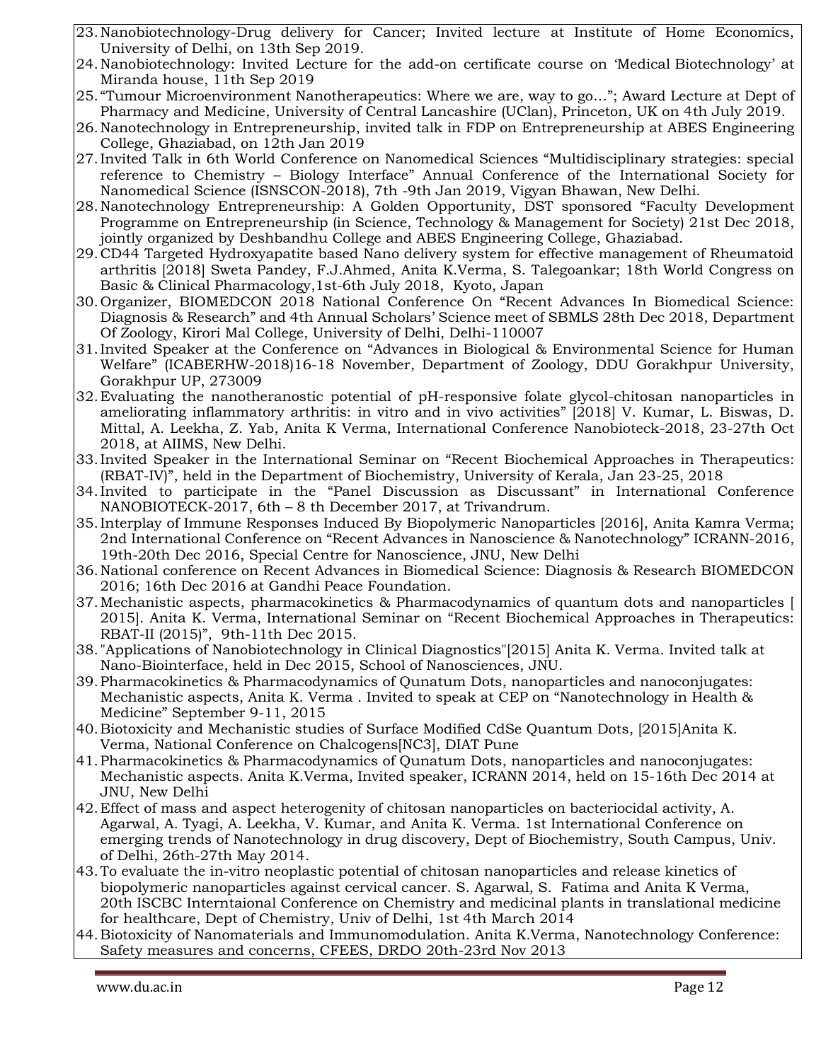23. Nanobiotechnology-Drug delivery for Cancer; Invited lecture at Institute of Home Economics, University of Delhi, on 13th Sep 2019.
24. Nanobiotechnology: Invited Lecture for the add-on certificate course on 'Medical Biotechnology' at Miranda house, 11th Sep 2019
25. "Tumour Microenvironment Nanotherapeutics: Where we are, way to go…"; Award Lecture at Dept of Pharmacy and Medicine, University of Central Lancashire (UClan), Princeton, UK on 4th July 2019.
26. Nanotechnology in Entrepreneurship, invited talk in FDP on Entrepreneurship at ABES Engineering College, Ghaziabad, on 12th Jan 2019
27. Invited Talk in 6th World Conference on Nanomedical Sciences "Multidisciplinary strategies: special reference to Chemistry – Biology Interface" Annual Conference of the International Society for Nanomedical Science (ISNSCON-2018), 7th -9th Jan 2019, Vigyan Bhawan, New Delhi.
28. Nanotechnology Entrepreneurship: A Golden Opportunity, DST sponsored "Faculty Development Programme on Entrepreneurship (in Science, Technology & Management for Society) 21st Dec 2018, jointly organized by Deshbandhu College and ABES Engineering College, Ghaziabad.
29. CD44 Targeted Hydroxyapatite based Nano delivery system for effective management of Rheumatoid arthritis [2018] Sweta Pandey, F.J.Ahmed, Anita K.Verma, S. Talegoankar; 18th World Congress on Basic & Clinical Pharmacology,1st-6th July 2018, Kyoto, Japan
30. Organizer, BIOMEDCON 2018 National Conference On "Recent Advances In Biomedical Science: Diagnosis & Research" and 4th Annual Scholars' Science meet of SBMLS 28th Dec 2018, Department Of Zoology, Kirori Mal College, University of Delhi, Delhi-110007
31. Invited Speaker at the Conference on "Advances in Biological & Environmental Science for Human Welfare" (ICABERHW-2018)16-18 November, Department of Zoology, DDU Gorakhpur University, Gorakhpur UP, 273009
32. Evaluating the nanotheranostic potential of pH-responsive folate glycol-chitosan nanoparticles in ameliorating inflammatory arthritis: in vitro and in vivo activities" [2018] V. Kumar, L. Biswas, D. Mittal, A. Leekha, Z. Yab, Anita K Verma, International Conference Nanobioteck-2018, 23-27th Oct 2018, at AIIMS, New Delhi.
33. Invited Speaker in the International Seminar on "Recent Biochemical Approaches in Therapeutics: (RBAT-IV)", held in the Department of Biochemistry, University of Kerala, Jan 23-25, 2018
34. Invited to participate in the "Panel Discussion as Discussant" in International Conference NANOBIOTECK-2017, 6th – 8 th December 2017, at Trivandrum.
35. Interplay of Immune Responses Induced By Biopolymeric Nanoparticles [2016], Anita Kamra Verma; 2nd International Conference on "Recent Advances in Nanoscience & Nanotechnology" ICRANN-2016, 19th-20th Dec 2016, Special Centre for Nanoscience, JNU, New Delhi
36. National conference on Recent Advances in Biomedical Science: Diagnosis & Research BIOMEDCON 2016; 16th Dec 2016 at Gandhi Peace Foundation.
37. Mechanistic aspects, pharmacokinetics & Pharmacodynamics of quantum dots and nanoparticles [ 2015]. Anita K. Verma, International Seminar on "Recent Biochemical Approaches in Therapeutics: RBAT-II (2015)", 9th-11th Dec 2015.
38. "Applications of Nanobiotechnology in Clinical Diagnostics"[2015] Anita K. Verma. Invited talk at Nano-Biointerface, held in Dec 2015, School of Nanosciences, JNU.
39. Pharmacokinetics & Pharmacodynamics of Qunatum Dots, nanoparticles and nanoconjugates: Mechanistic aspects, Anita K. Verma . Invited to speak at CEP on "Nanotechnology in Health & Medicine" September 9-11, 2015
40. Biotoxicity and Mechanistic studies of Surface Modified CdSe Quantum Dots, [2015]Anita K. Verma, National Conference on Chalcogens[NC3], DIAT Pune
41. Pharmacokinetics & Pharmacodynamics of Qunatum Dots, nanoparticles and nanoconjugates: Mechanistic aspects. Anita K.Verma, Invited speaker, ICRANN 2014, held on 15-16th Dec 2014 at JNU, New Delhi
42. Effect of mass and aspect heterogenity of chitosan nanoparticles on bacteriocidal activity, A. Agarwal, A. Tyagi, A. Leekha, V. Kumar, and Anita K. Verma. 1st International Conference on emerging trends of Nanotechnology in drug discovery, Dept of Biochemistry, South Campus, Univ. of Delhi, 26th-27th May 2014.
43. To evaluate the in-vitro neoplastic potential of chitosan nanoparticles and release kinetics of biopolymeric nanoparticles against cervical cancer. S. Agarwal, S. Fatima and Anita K Verma, 20th ISCBC Interntaional Conference on Chemistry and medicinal plants in translational medicine for healthcare, Dept of Chemistry, Univ of Delhi, 1st 4th March 2014
44. Biotoxicity of Nanomaterials and Immunomodulation. Anita K.Verma, Nanotechnology Conference: Safety measures and concerns, CFEES, DRDO 20th-23rd Nov 2013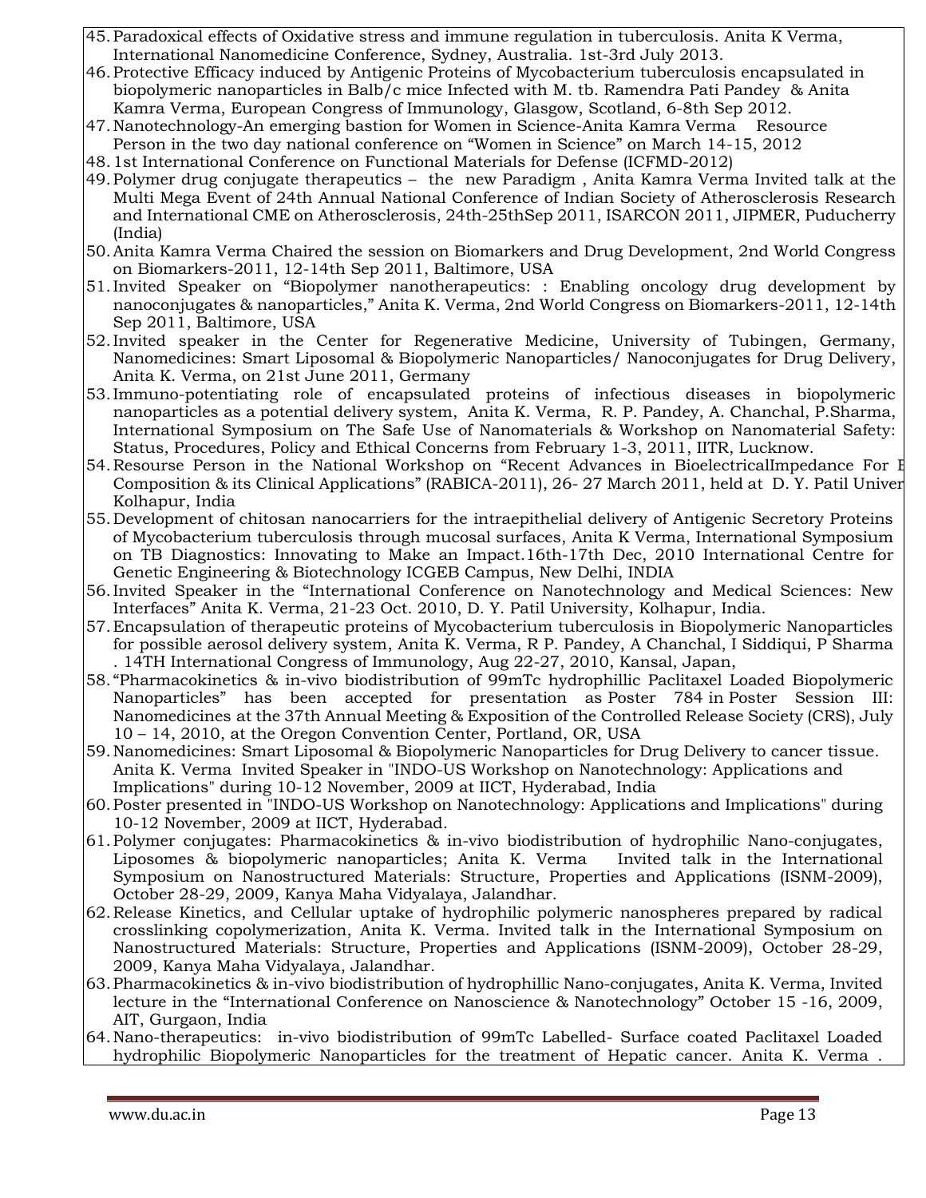45. Paradoxical effects of Oxidative stress and immune regulation in tuberculosis. Anita K Verma, International Nanomedicine Conference, Sydney, Australia. 1st-3rd July 2013.
46. Protective Efficacy induced by Antigenic Proteins of Mycobacterium tuberculosis encapsulated in biopolymeric nanoparticles in Balb/c mice Infected with M. tb. Ramendra Pati Pandey & Anita Kamra Verma, European Congress of Immunology, Glasgow, Scotland, 6-8th Sep 2012.
47. Nanotechnology-An emerging bastion for Women in Science-Anita Kamra Verma Resource Person in the two day national conference on "Women in Science" on March 14-15, 2012
48. 1st International Conference on Functional Materials for Defense (ICFMD-2012)
49. Polymer drug conjugate therapeutics – the new Paradigm , Anita Kamra Verma Invited talk at the Multi Mega Event of 24th Annual National Conference of Indian Society of Atherosclerosis Research and International CME on Atherosclerosis, 24th-25thSep 2011, ISARCON 2011, JIPMER, Puducherry (India)
50. Anita Kamra Verma Chaired the session on Biomarkers and Drug Development, 2nd World Congress on Biomarkers-2011, 12-14th Sep 2011, Baltimore, USA
51. Invited Speaker on "Biopolymer nanotherapeutics: : Enabling oncology drug development by nanoconjugates & nanoparticles," Anita K. Verma, 2nd World Congress on Biomarkers-2011, 12-14th Sep 2011, Baltimore, USA
52. Invited speaker in the Center for Regenerative Medicine, University of Tubingen, Germany, Nanomedicines: Smart Liposomal & Biopolymeric Nanoparticles/ Nanoconjugates for Drug Delivery, Anita K. Verma, on 21st June 2011, Germany
53. Immuno-potentiating role of encapsulated proteins of infectious diseases in biopolymeric nanoparticles as a potential delivery system, Anita K. Verma, R. P. Pandey, A. Chanchal, P.Sharma, International Symposium on The Safe Use of Nanomaterials & Workshop on Nanomaterial Safety: Status, Procedures, Policy and Ethical Concerns from February 1-3, 2011, IITR, Lucknow.
54. Resourse Person in the National Workshop on "Recent Advances in BioelectricalImpedance For B Composition & its Clinical Applications" (RABICA-2011), 26- 27 March 2011, held at D. Y. Patil Univer Kolhapur, India
55. Development of chitosan nanocarriers for the intraepithelial delivery of Antigenic Secretory Proteins of Mycobacterium tuberculosis through mucosal surfaces, Anita K Verma, International Symposium on TB Diagnostics: Innovating to Make an Impact.16th-17th Dec, 2010 International Centre for Genetic Engineering & Biotechnology ICGEB Campus, New Delhi, INDIA
56. Invited Speaker in the "International Conference on Nanotechnology and Medical Sciences: New Interfaces" Anita K. Verma, 21-23 Oct. 2010, D. Y. Patil University, Kolhapur, India.
57. Encapsulation of therapeutic proteins of Mycobacterium tuberculosis in Biopolymeric Nanoparticles for possible aerosol delivery system, Anita K. Verma, R P. Pandey, A Chanchal, I Siddiqui, P Sharma . 14TH International Congress of Immunology, Aug 22-27, 2010, Kansal, Japan,
58. "Pharmacokinetics & in-vivo biodistribution of 99mTc hydrophillic Paclitaxel Loaded Biopolymeric Nanoparticles" has been accepted for presentation as Poster 784 in Poster Session III: Nanomedicines at the 37th Annual Meeting & Exposition of the Controlled Release Society (CRS), July 10 – 14, 2010, at the Oregon Convention Center, Portland, OR, USA
59. Nanomedicines: Smart Liposomal & Biopolymeric Nanoparticles for Drug Delivery to cancer tissue. Anita K. Verma Invited Speaker in "INDO-US Workshop on Nanotechnology: Applications and Implications" during 10-12 November, 2009 at IICT, Hyderabad, India
60. Poster presented in "INDO-US Workshop on Nanotechnology: Applications and Implications" during 10-12 November, 2009 at IICT, Hyderabad.
61. Polymer conjugates: Pharmacokinetics & in-vivo biodistribution of hydrophilic Nano-conjugates, Liposomes & biopolymeric nanoparticles; Anita K. Verma Invited talk in the International Symposium on Nanostructured Materials: Structure, Properties and Applications (ISNM-2009), October 28-29, 2009, Kanya Maha Vidyalaya, Jalandhar.
62. Release Kinetics, and Cellular uptake of hydrophilic polymeric nanospheres prepared by radical crosslinking copolymerization, Anita K. Verma. Invited talk in the International Symposium on Nanostructured Materials: Structure, Properties and Applications (ISNM-2009), October 28-29, 2009, Kanya Maha Vidyalaya, Jalandhar.
63. Pharmacokinetics & in-vivo biodistribution of hydrophillic Nano-conjugates, Anita K. Verma, Invited lecture in the "International Conference on Nanoscience & Nanotechnology" October 15 -16, 2009, AIT, Gurgaon, India
64. Nano-therapeutics: in-vivo biodistribution of 99mTc Labelled- Surface coated Paclitaxel Loaded hydrophilic Biopolymeric Nanoparticles for the treatment of Hepatic cancer. Anita K. Verma .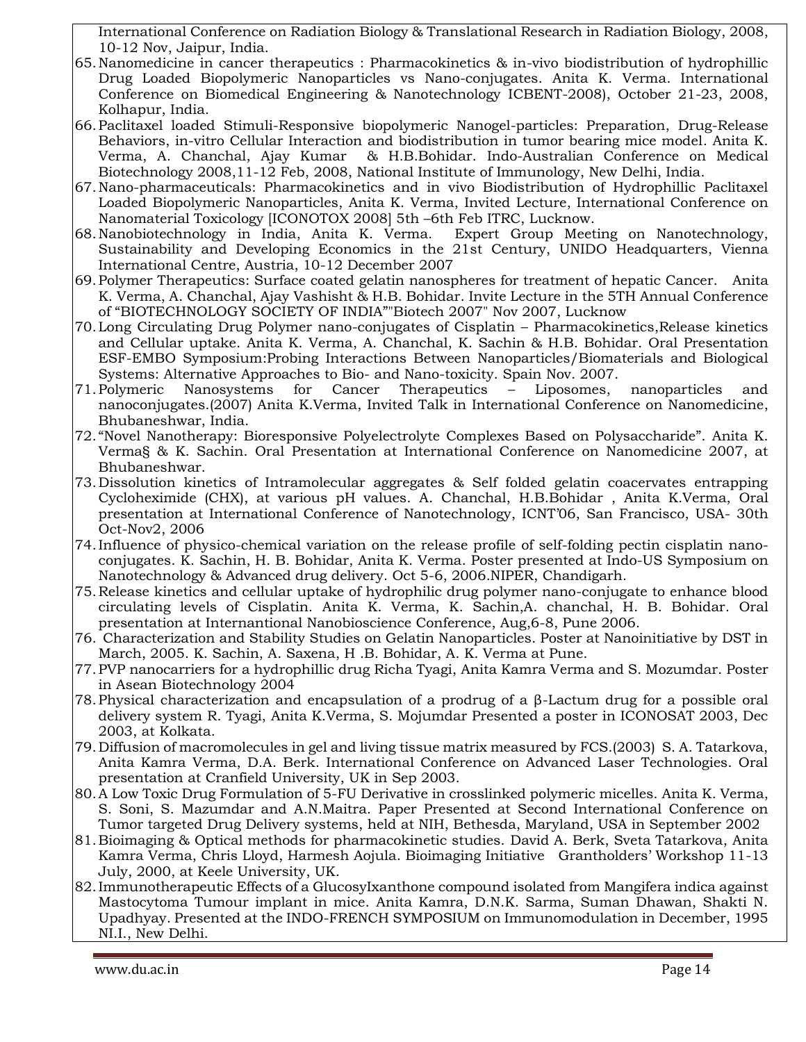International Conference on Radiation Biology & Translational Research in Radiation Biology, 2008, 10-12 Nov, Jaipur, India.

65. Nanomedicine in cancer therapeutics : Pharmacokinetics & in-vivo biodistribution of hydrophillic Drug Loaded Biopolymeric Nanoparticles vs Nano-conjugates. Anita K. Verma. International Conference on Biomedical Engineering & Nanotechnology ICBENT-2008), October 21-23, 2008, Kolhapur, India.
66. Paclitaxel loaded Stimuli-Responsive biopolymeric Nanogel-particles: Preparation, Drug-Release Behaviors, in-vitro Cellular Interaction and biodistribution in tumor bearing mice model. Anita K. Verma, A. Chanchal, Ajay Kumar & H.B.Bohidar. Indo-Australian Conference on Medical Biotechnology 2008,11-12 Feb, 2008, National Institute of Immunology, New Delhi, India.
67. Nano-pharmaceuticals: Pharmacokinetics and in vivo Biodistribution of Hydrophillic Paclitaxel Loaded Biopolymeric Nanoparticles, Anita K. Verma, Invited Lecture, International Conference on Nanomaterial Toxicology [ICONOTOX 2008] 5th –6th Feb ITRC, Lucknow.
68. Nanobiotechnology in India, Anita K. Verma. Expert Group Meeting on Nanotechnology, Sustainability and Developing Economics in the 21st Century, UNIDO Headquarters, Vienna International Centre, Austria, 10-12 December 2007
69. Polymer Therapeutics: Surface coated gelatin nanospheres for treatment of hepatic Cancer. Anita K. Verma, A. Chanchal, Ajay Vashisht & H.B. Bohidar. Invite Lecture in the 5TH Annual Conference of "BIOTECHNOLOGY SOCIETY OF INDIA""Biotech 2007" Nov 2007, Lucknow
70. Long Circulating Drug Polymer nano-conjugates of Cisplatin – Pharmacokinetics,Release kinetics and Cellular uptake. Anita K. Verma, A. Chanchal, K. Sachin & H.B. Bohidar. Oral Presentation ESF-EMBO Symposium:Probing Interactions Between Nanoparticles/Biomaterials and Biological Systems: Alternative Approaches to Bio- and Nano-toxicity. Spain Nov. 2007.
71. Polymeric Nanosystems for Cancer Therapeutics – Liposomes, nanoparticles and nanoconjugates.(2007) Anita K.Verma, Invited Talk in International Conference on Nanomedicine, Bhubaneshwar, India.
72. "Novel Nanotherapy: Bioresponsive Polyelectrolyte Complexes Based on Polysaccharide". Anita K. Verma§ & K. Sachin. Oral Presentation at International Conference on Nanomedicine 2007, at Bhubaneshwar.
73. Dissolution kinetics of Intramolecular aggregates & Self folded gelatin coacervates entrapping Cycloheximide (CHX), at various pH values. A. Chanchal, H.B.Bohidar , Anita K.Verma, Oral presentation at International Conference of Nanotechnology, ICNT'06, San Francisco, USA- 30th Oct-Nov2, 2006
74. Influence of physico-chemical variation on the release profile of self-folding pectin cisplatin nano-conjugates. K. Sachin, H. B. Bohidar, Anita K. Verma. Poster presented at Indo-US Symposium on Nanotechnology & Advanced drug delivery. Oct 5-6, 2006.NIPER, Chandigarh.
75. Release kinetics and cellular uptake of hydrophilic drug polymer nano-conjugate to enhance blood circulating levels of Cisplatin. Anita K. Verma, K. Sachin,A. chanchal, H. B. Bohidar. Oral presentation at Internantional Nanobioscience Conference, Aug,6-8, Pune 2006.
76. Characterization and Stability Studies on Gelatin Nanoparticles. Poster at Nanoinitiative by DST in March, 2005. K. Sachin, A. Saxena, H .B. Bohidar, A. K. Verma at Pune.
77. PVP nanocarriers for a hydrophillic drug Richa Tyagi, Anita Kamra Verma and S. Mozumdar. Poster in Asean Biotechnology 2004
78. Physical characterization and encapsulation of a prodrug of a β-Lactum drug for a possible oral delivery system R. Tyagi, Anita K.Verma, S. Mojumdar Presented a poster in ICONOSAT 2003, Dec 2003, at Kolkata.
79. Diffusion of macromolecules in gel and living tissue matrix measured by FCS.(2003) S. A. Tatarkova, Anita Kamra Verma, D.A. Berk. International Conference on Advanced Laser Technologies. Oral presentation at Cranfield University, UK in Sep 2003.
80. A Low Toxic Drug Formulation of 5-FU Derivative in crosslinked polymeric micelles. Anita K. Verma, S. Soni, S. Mazumdar and A.N.Maitra. Paper Presented at Second International Conference on Tumor targeted Drug Delivery systems, held at NIH, Bethesda, Maryland, USA in September 2002
81. Bioimaging & Optical methods for pharmacokinetic studies. David A. Berk, Sveta Tatarkova, Anita Kamra Verma, Chris Lloyd, Harmesh Aojula. Bioimaging Initiative Grantholders' Workshop 11-13 July, 2000, at Keele University, UK.
82. Immunotherapeutic Effects of a GlucosyIxanthone compound isolated from Mangifera indica against Mastocytoma Tumour implant in mice. Anita Kamra, D.N.K. Sarma, Suman Dhawan, Shakti N. Upadhyay. Presented at the INDO-FRENCH SYMPOSIUM on Immunomodulation in December, 1995 NI.I., New Delhi.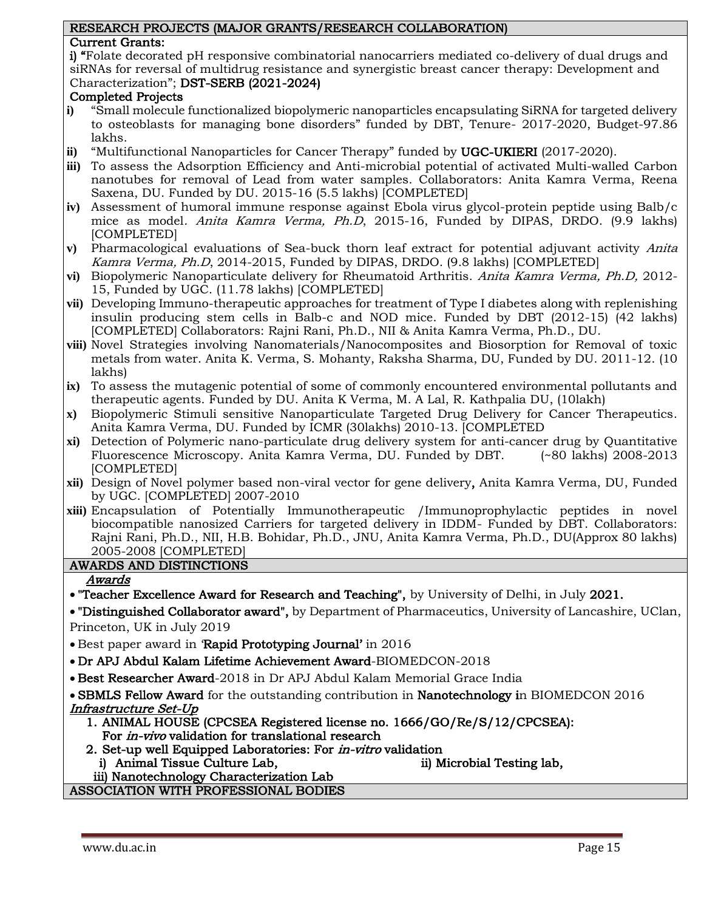## RESEARCH PROJECTS (MAJOR GRANTS/RESEARCH COLLABORATION)

**Current Grants:**

**i) "**Folate decorated pH responsive combinatorial nanocarriers mediated co-delivery of dual drugs and siRNAs for reversal of multidrug resistance and synergistic breast cancer therapy: Development and Characterization"; **DST-SERB (2021-2024)**

**Completed Projects**

- **i)** "Small molecule functionalized biopolymeric nanoparticles encapsulating SiRNA for targeted delivery to osteoblasts for managing bone disorders" funded by DBT, Tenure- 2017-2020, Budget-97.86 lakhs.
- **ii)** "Multifunctional Nanoparticles for Cancer Therapy" funded by **UGC-UKIERI** (2017-2020).
- **iii)** To assess the Adsorption Efficiency and Anti-microbial potential of activated Multi-walled Carbon nanotubes for removal of Lead from water samples. Collaborators: Anita Kamra Verma, Reena Saxena, DU. Funded by DU. 2015-16 (5.5 lakhs) [COMPLETED]
- **iv)** Assessment of humoral immune response against Ebola virus glycol-protein peptide using Balb/c mice as model. *Anita Kamra Verma, Ph.D*, 2015-16, Funded by DIPAS, DRDO. (9.9 lakhs) [COMPLETED]
- **v)** Pharmacological evaluations of Sea-buck thorn leaf extract for potential adjuvant activity *Anita Kamra Verma, Ph.D*, 2014-2015, Funded by DIPAS, DRDO. (9.8 lakhs) [COMPLETED]
- **vi)** Biopolymeric Nanoparticulate delivery for Rheumatoid Arthritis. *Anita Kamra Verma, Ph.D,* 2012-15, Funded by UGC. (11.78 lakhs) [COMPLETED]
- **vii)** Developing Immuno-therapeutic approaches for treatment of Type I diabetes along with replenishing insulin producing stem cells in Balb-c and NOD mice. Funded by DBT (2012-15) (42 lakhs) [COMPLETED] Collaborators: Rajni Rani, Ph.D., NII & Anita Kamra Verma, Ph.D., DU.
- **viii)** Novel Strategies involving Nanomaterials/Nanocomposites and Biosorption for Removal of toxic metals from water. Anita K. Verma, S. Mohanty, Raksha Sharma, DU, Funded by DU. 2011-12. (10 lakhs)
- **ix)** To assess the mutagenic potential of some of commonly encountered environmental pollutants and therapeutic agents. Funded by DU. Anita K Verma, M. A Lal, R. Kathpalia DU, (10lakh)
- **x)** Biopolymeric Stimuli sensitive Nanoparticulate Targeted Drug Delivery for Cancer Therapeutics. Anita Kamra Verma, DU. Funded by ICMR (30lakhs) 2010-13. [COMPLETED
- **xi)** Detection of Polymeric nano-particulate drug delivery system for anti-cancer drug by Quantitative Fluorescence Microscopy. Anita Kamra Verma, DU. Funded by DBT. (~80 lakhs) 2008-2013 [COMPLETED]
- **xii)** Design of Novel polymer based non-viral vector for gene delivery**,** Anita Kamra Verma, DU, Funded by UGC. [COMPLETED] 2007-2010
- **xiii)** Encapsulation of Potentially Immunotherapeutic /Immunoprophylactic peptides in novel biocompatible nanosized Carriers for targeted delivery in IDDM- Funded by DBT. Collaborators: Rajni Rani, Ph.D., NII, H.B. Bohidar, Ph.D., JNU, Anita Kamra Verma, Ph.D., DU(Approx 80 lakhs) 2005-2008 [COMPLETED]

## AWARDS AND DISTINCTIONS

***Awards***

- **"Teacher Excellence Award for Research and Teaching",** by University of Delhi, in July **2021.**
- **"Distinguished Collaborator award",** by Department of Pharmaceutics, University of Lancashire, UClan, Princeton, UK in July 2019
- Best paper award in **'Rapid Prototyping Journal'** in 2016
- **Dr APJ Abdul Kalam Lifetime Achievement Award**-BIOMEDCON-2018
- **Best Researcher Award**-2018 in Dr APJ Abdul Kalam Memorial Grace India
- **SBMLS Fellow Award** for the outstanding contribution in **Nanotechnology i**n BIOMEDCON 2016

***Infrastructure Set-Up***

1. **ANIMAL HOUSE (CPCSEA Registered license no. 1666/GO/Re/S/12/CPCSEA): For *in-vivo* validation for translational research**
2. **Set-up well Equipped Laboratories: For *in-vitro* validation**
   - **i) Animal Tissue Culture Lab,**
   - **ii) Microbial Testing lab,**
   - **iii) Nanotechnology Characterization Lab**

## ASSOCIATION WITH PROFESSIONAL BODIES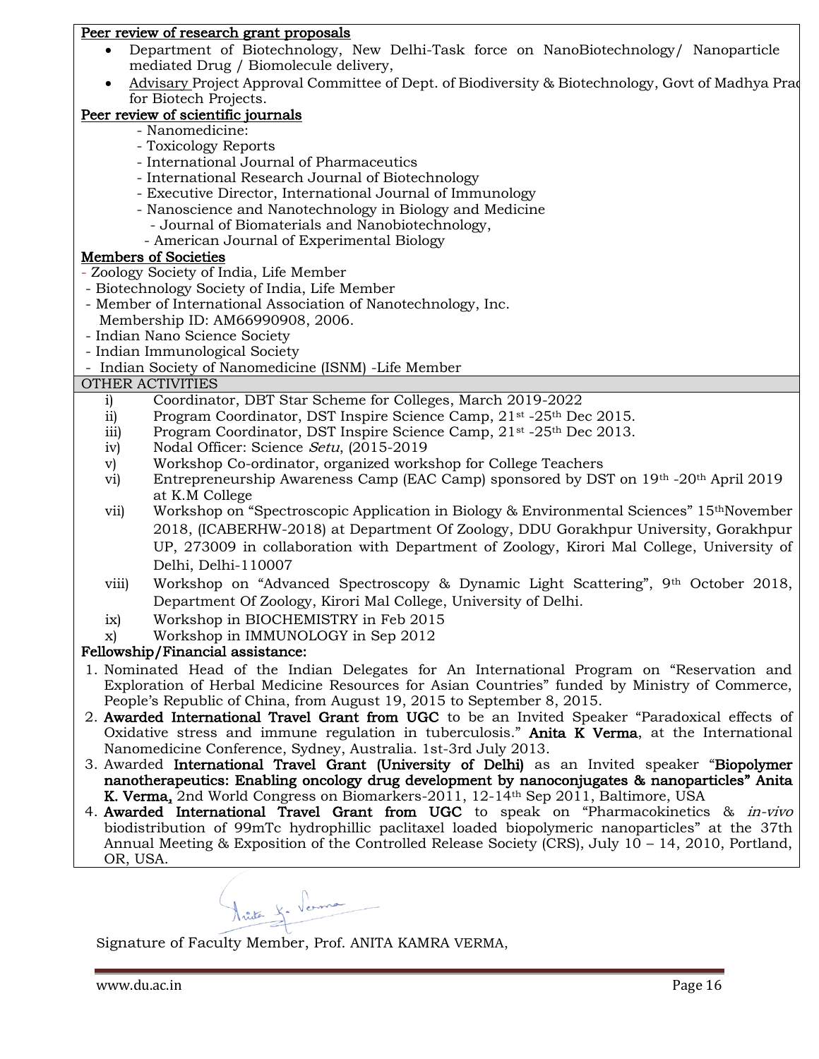<u>Peer review of research grant proposals</u>

- Department of Biotechnology, New Delhi-Task force on NanoBiotechnology/ Nanoparticle mediated Drug / Biomolecule delivery,
- <u>Advisary</u> Project Approval Committee of Dept. of Biodiversity & Biotechnology, Govt of Madhya Prad for Biotech Projects.

<u>Peer review of scientific journals</u>

- Nanomedicine:
- Toxicology Reports
- International Journal of Pharmaceutics
- International Research Journal of Biotechnology
- Executive Director, International Journal of Immunology
- Nanoscience and Nanotechnology in Biology and Medicine
- Journal of Biomaterials and Nanobiotechnology,
- American Journal of Experimental Biology

<u>Members of Societies</u>

- Zoology Society of India, Life Member
- Biotechnology Society of India, Life Member
- Member of International Association of Nanotechnology, Inc.
  Membership ID: AM66990908, 2006.
- Indian Nano Science Society
- Indian Immunological Society
- Indian Society of Nanomedicine (ISNM) -Life Member

OTHER ACTIVITIES

i) Coordinator, DBT Star Scheme for Colleges, March 2019-2022

ii) Program Coordinator, DST Inspire Science Camp, 21st -25th Dec 2015.

iii) Program Coordinator, DST Inspire Science Camp, 21st -25th Dec 2013.

iv) Nodal Officer: Science *Setu*, (2015-2019

v) Workshop Co-ordinator, organized workshop for College Teachers

vi) Entrepreneurship Awareness Camp (EAC Camp) sponsored by DST on 19th -20th April 2019 at K.M College

vii) Workshop on "Spectroscopic Application in Biology & Environmental Sciences" 15thNovember 2018, (ICABERHW-2018) at Department Of Zoology, DDU Gorakhpur University, Gorakhpur UP, 273009 in collaboration with Department of Zoology, Kirori Mal College, University of Delhi, Delhi-110007

viii) Workshop on "Advanced Spectroscopy & Dynamic Light Scattering", 9th October 2018, Department Of Zoology, Kirori Mal College, University of Delhi.

ix) Workshop in BIOCHEMISTRY in Feb 2015

x) Workshop in IMMUNOLOGY in Sep 2012

**Fellowship/Financial assistance:**

1. Nominated Head of the Indian Delegates for An International Program on "Reservation and Exploration of Herbal Medicine Resources for Asian Countries" funded by Ministry of Commerce, People's Republic of China, from August 19, 2015 to September 8, 2015.
2. **Awarded International Travel Grant from UGC** to be an Invited Speaker "Paradoxical effects of Oxidative stress and immune regulation in tuberculosis." **Anita K Verma**, at the International Nanomedicine Conference, Sydney, Australia. 1st-3rd July 2013.
3. Awarded **International Travel Grant (University of Delhi)** as an Invited speaker "**Biopolymer nanotherapeutics: Enabling oncology drug development by nanoconjugates & nanoparticles" Anita K. Verma,** 2nd World Congress on Biomarkers-2011, 12-14th Sep 2011, Baltimore, USA
4. **Awarded International Travel Grant from UGC** to speak on "Pharmacokinetics & *in-vivo* biodistribution of 99mTc hydrophillic paclitaxel loaded biopolymeric nanoparticles" at the 37th Annual Meeting & Exposition of the Controlled Release Society (CRS), July 10 – 14, 2010, Portland, OR, USA.

Signature of Faculty Member, Prof. ANITA KAMRA VERMA,

www.du.ac.in